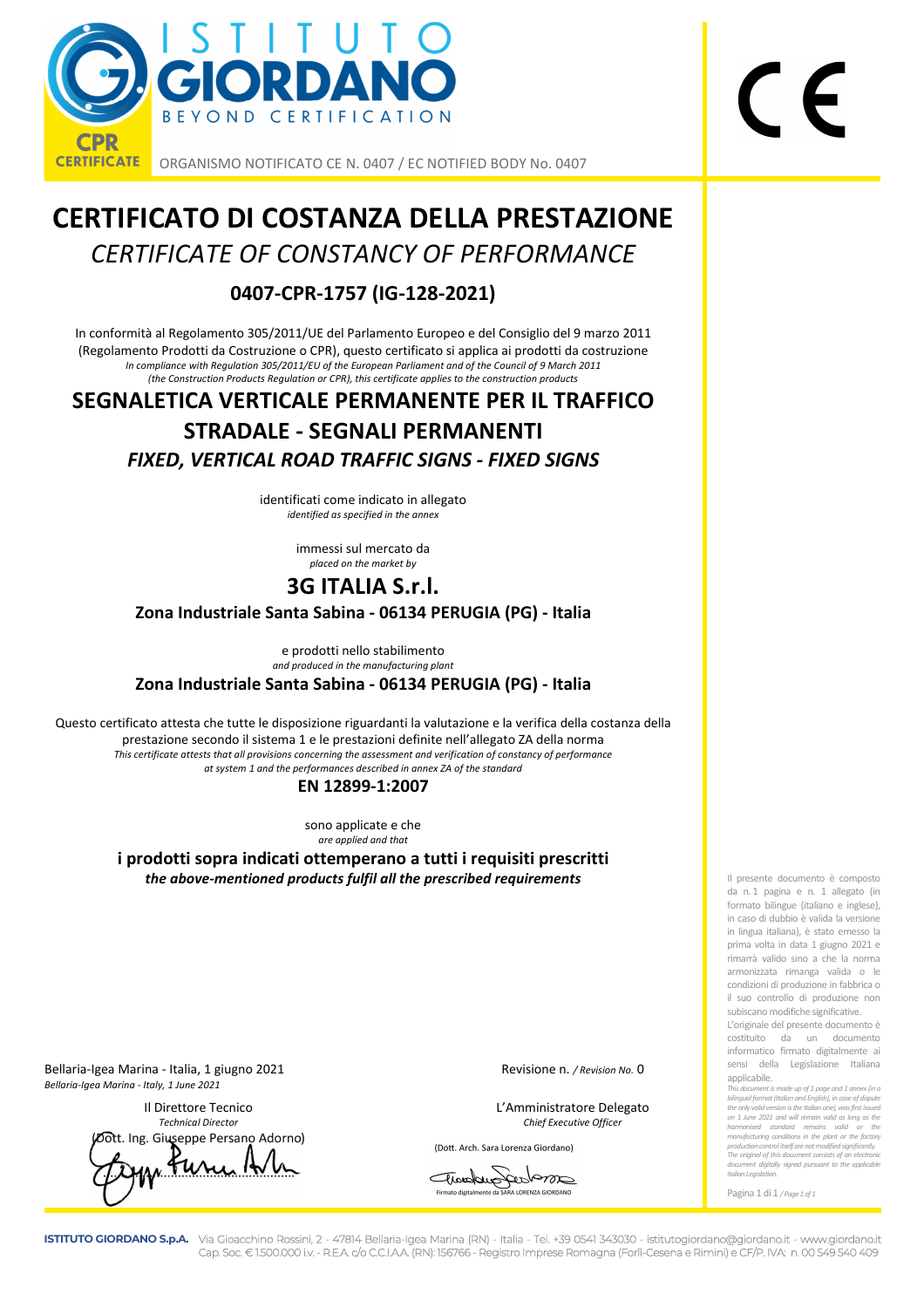ISTITUTO GIORDANO

BEYOND CERTIFICATION

CPR CERTIFICATE

ORGANISMO NOTIFICATO CE N. 0407 / EC NOTIFIED BODY No. 0407

CE

# CERTIFICATO DI COSTANZA DELLA PRESTAZIONE

*CERTIFICATE OF CONSTANCY OF PERFORMANCE*

## 0407-CPR-1757 (IG-128-2021)

In conformità al Regolamento 305/2011/UE del Parlamento Europeo e del Consiglio del 9 marzo 2011 (Regolamento Prodotti da Costruzione o CPR), questo certificato si applica ai prodotti da costruzione

*In compliance with Regulation 305/2011/EU of the European Parliament and of the Council of 9 March 2011 (the Construction Products Regulation or CPR), this certificate applies to the construction products*

## SEGNALETICA VERTICALE PERMANENTE PER IL TRAFFICO STRADALE - SEGNALI PERMANENTI

***FIXED, VERTICAL ROAD TRAFFIC SIGNS - FIXED SIGNS***

identificati come indicato in allegato

*identified as specified in the annex*

immessi sul mercato da

*placed on the market by*

## 3G ITALIA S.r.l.

**Zona Industriale Santa Sabina - 06134 PERUGIA (PG) - Italia**

e prodotti nello stabilimento

*and produced in the manufacturing plant*

**Zona Industriale Santa Sabina - 06134 PERUGIA (PG) - Italia**

Questo certificato attesta che tutte le disposizione riguardanti la valutazione e la verifica della costanza della prestazione secondo il sistema 1 e le prestazioni definite nell'allegato ZA della norma

*This certificate attests that all provisions concerning the assessment and verification of constancy of performance at system 1 and the performances described in annex ZA of the standard*

**EN 12899-1:2007**

sono applicate e che

*are applied and that*

**i prodotti sopra indicati ottemperano a tutti i requisiti prescritti**

***the above-mentioned products fulfil all the prescribed requirements***

Il presente documento è composto da n. 1 pagina e n. 1 allegato (in formato bilingue (italiano e inglese), in caso di dubbio è valida la versione in lingua italiana), è stato emesso la prima volta in data 1 giugno 2021 e rimarrà valido sino a che la norma armonizzata rimanga valida o le condizioni di produzione in fabbrica o il suo controllo di produzione non subiscano modifiche significative.
L'originale del presente documento è costituito da un documento informatico firmato digitalmente ai sensi della Legislazione Italiana applicabile.

*This document is made up of 1 page and 1 annex (in a bilingual format (Italian and English), in case of dispute the only valid version is the Italian one), was first issued on 1 June 2021 and will remain valid as long as the harmonised standard remains valid or the manufacturing conditions in the plant or the factory production control itself are not modified significantly. The original of this document consists of an electronic document digitally signed pursuant to the applicable Italian Legislation.*

Pagina 1 di 1 / *Page 1 of 1*

Bellaria-Igea Marina - Italia, 1 giugno 2021

*Bellaria-Igea Marina - Italy, 1 June 2021*

Revisione n. / *Revision No.* 0

Il Direttore Tecnico

*Technical Director*

(Dott. Ing. Giuseppe Persano Adorno)

L'Amministratore Delegato

*Chief Executive Officer*

(Dott. Arch. Sara Lorenza Giordano)

Firmato digitalmente da SARA LORENZA GIORDANO

**ISTITUTO GIORDANO S.p.A.** Via Gioacchino Rossini, 2 - 47814 Bellaria-Igea Marina (RN) - Italia - Tel. +39 0541 343030 - istitutogiordano@giordano.it - www.giordano.it
Cap. Soc. € 1.500.000 i.v. - R.E.A. c/o C.C.I.A.A. (RN): 156766 - Registro Imprese Romagna (Forlì-Cesena e Rimini) e CF/P. IVA: n. 00 549 540 409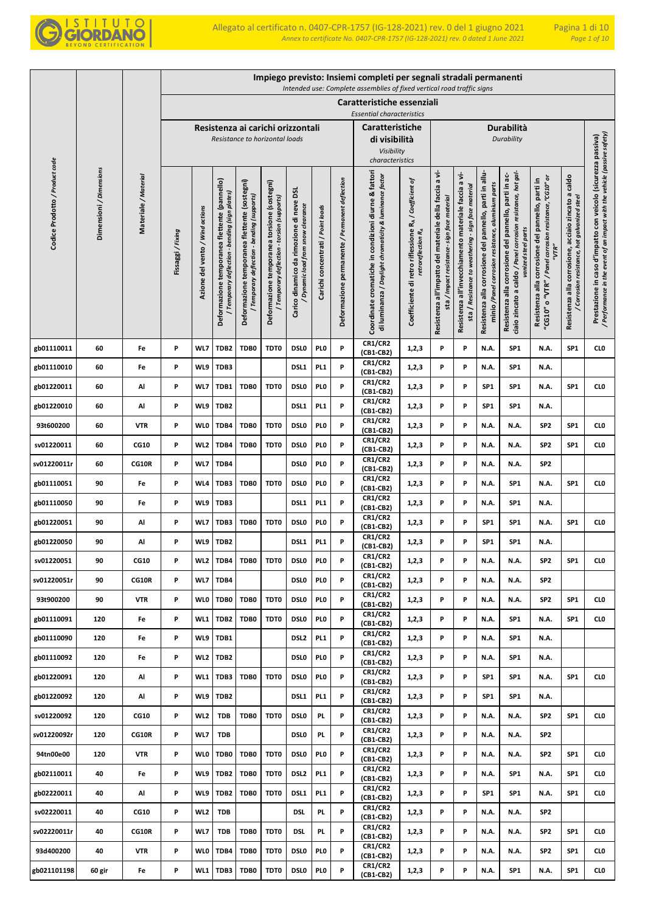| Codice Prodotto / *Product code* | Dimensioni / *Dimensions* | Materiale / *Material* | Impiego previsto: Insiemi completi per segnali stradali permanenti / *Intended use: Complete assemblies of fixed vertical road traffic signs* | | | | | | | | | | | | | | | | |
|---|---|---|---|---|---|---|---|---|---|---|---|---|---|---|---|---|---|---|---|
| | | | Caratteristiche essenziali / *Essential characteristics* | | | | | | | | | | | | | | | | |
| | | | Resistenza ai carichi orizzontali / *Resistance to horizontal loads* | | | | | | | | Caratteristiche di visibilità / *Visibility characteristics* | | Durabilità / *Durability* | | | | | | Prestazione in caso d'impatto con veicolo (sicurezza passiva) / *Performance in the event of an impact with the vehicle (passive safety)* |
| | | | Fissaggi / *Fixing* | Azione del vento / *Wind actions* | Deformazione temporanea flettente (pannello) / *Temporary deflection - bending (sign plates)* | Deformazione temporanea flettente (sostegni) / *Temporary deflection - bending (supports)* | Deformazione temporanea torsione (sostegni) / *Temporary deflection - torsion (supports)* | Carico dinamico da rimozione di neve DSL / *Dynamic load from snow clearance* | Carichi concentrati / *Point loads* | Deformazione permanente / *Permanent deflection* | Coordinate cromatiche in condizioni diurne & fattori di luminanza / *Daylight chromaticity & luminance factor* | Coefficiente di retro riflessione $R_A$ / *Coefficient of retroreflection $R_A$* | Resistenza all'impatto del materiale della faccia a vista / *Impact resistance - sign face material* | Resistenza all'invecchiamento materiale faccia a vista / *Resistance to weathering - sign face material* | Resistenza alla corrosione del pannello, parti in alluminio / *Panel corrosion resistance, aluminium parts* | Resistenza alla corrosione del pannello, parti in acciaio zincato a caldo / *Panel corrosion resistance, hot galvanized steel parts* | Resistenza alla corrosione del pannello, parti in "CG10" o "VTR" / *Panel corrosion resistance, "CG10" or "VTR"* | Resistenza alla corrosione, acciaio zincato a caldo / *Corrosion resistance, hot galvanized steel* | |
| gb01110011 | 60 | Fe | P | WL7 | TDB2 | TDB0 | TDT0 | DSL0 | PL0 | P | CR1/CR2 (CB1-CB2) | 1,2,3 | P | P | N.A. | SP1 | N.A. | SP1 | CL0 |
| gb01110010 | 60 | Fe | P | WL9 | TDB3 | | | DSL1 | PL1 | P | CR1/CR2 (CB1-CB2) | 1,2,3 | P | P | N.A. | SP1 | N.A. | | |
| gb01220011 | 60 | Al | P | WL7 | TDB1 | TDB0 | TDT0 | DSL0 | PL0 | P | CR1/CR2 (CB1-CB2) | 1,2,3 | P | P | SP1 | SP1 | N.A. | SP1 | CL0 |
| gb01220010 | 60 | Al | P | WL9 | TDB2 | | | DSL1 | PL1 | P | CR1/CR2 (CB1-CB2) | 1,2,3 | P | P | SP1 | SP1 | N.A. | | |
| 93t600200 | 60 | VTR | P | WL0 | TDB4 | TDB0 | TDT0 | DSL0 | PL0 | P | CR1/CR2 (CB1-CB2) | 1,2,3 | P | P | N.A. | N.A. | SP2 | SP1 | CL0 |
| sv01220011 | 60 | CG10 | P | WL2 | TDB4 | TDB0 | TDT0 | DSL0 | PL0 | P | CR1/CR2 (CB1-CB2) | 1,2,3 | P | P | N.A. | N.A. | SP2 | SP1 | CL0 |
| sv01220011r | 60 | CG10R | P | WL7 | TDB4 | | | DSL0 | PL0 | P | CR1/CR2 (CB1-CB2) | 1,2,3 | P | P | N.A. | N.A. | SP2 | | |
| gb01110051 | 90 | Fe | P | WL4 | TDB3 | TDB0 | TDT0 | DSL0 | PL0 | P | CR1/CR2 (CB1-CB2) | 1,2,3 | P | P | N.A. | SP1 | N.A. | SP1 | CL0 |
| gb01110050 | 90 | Fe | P | WL9 | TDB3 | | | DSL1 | PL1 | P | CR1/CR2 (CB1-CB2) | 1,2,3 | P | P | N.A. | SP1 | N.A. | | |
| gb01220051 | 90 | Al | P | WL7 | TDB3 | TDB0 | TDT0 | DSL0 | PL0 | P | CR1/CR2 (CB1-CB2) | 1,2,3 | P | P | SP1 | SP1 | N.A. | SP1 | CL0 |
| gb01220050 | 90 | Al | P | WL9 | TDB2 | | | DSL1 | PL1 | P | CR1/CR2 (CB1-CB2) | 1,2,3 | P | P | SP1 | SP1 | N.A. | | |
| sv01220051 | 90 | CG10 | P | WL2 | TDB4 | TDB0 | TDT0 | DSL0 | PL0 | P | CR1/CR2 (CB1-CB2) | 1,2,3 | P | P | N.A. | N.A. | SP2 | SP1 | CL0 |
| sv01220051r | 90 | CG10R | P | WL7 | TDB4 | | | DSL0 | PL0 | P | CR1/CR2 (CB1-CB2) | 1,2,3 | P | P | N.A. | N.A. | SP2 | | |
| 93t900200 | 90 | VTR | P | WL0 | TDB0 | TDB0 | TDT0 | DSL0 | PL0 | P | CR1/CR2 (CB1-CB2) | 1,2,3 | P | P | N.A. | N.A. | SP2 | SP1 | CL0 |
| gb01110091 | 120 | Fe | P | WL1 | TDB2 | TDB0 | TDT0 | DSL0 | PL0 | P | CR1/CR2 (CB1-CB2) | 1,2,3 | P | P | N.A. | SP1 | N.A. | SP1 | CL0 |
| gb01110090 | 120 | Fe | P | WL9 | TDB1 | | | DSL2 | PL1 | P | CR1/CR2 (CB1-CB2) | 1,2,3 | P | P | N.A. | SP1 | N.A. | | |
| gb01110092 | 120 | Fe | P | WL2 | TDB2 | | | DSL0 | PL0 | P | CR1/CR2 (CB1-CB2) | 1,2,3 | P | P | N.A. | SP1 | N.A. | | |
| gb01220091 | 120 | Al | P | WL1 | TDB3 | TDB0 | TDT0 | DSL0 | PL0 | P | CR1/CR2 (CB1-CB2) | 1,2,3 | P | P | SP1 | SP1 | N.A. | SP1 | CL0 |
| gb01220092 | 120 | Al | P | WL9 | TDB2 | | | DSL1 | PL1 | P | CR1/CR2 (CB1-CB2) | 1,2,3 | P | P | SP1 | SP1 | N.A. | | |
| sv01220092 | 120 | CG10 | P | WL2 | TDB | TDB0 | TDT0 | DSL0 | PL | P | CR1/CR2 (CB1-CB2) | 1,2,3 | P | P | N.A. | N.A. | SP2 | SP1 | CL0 |
| sv01220092r | 120 | CG10R | P | WL7 | TDB | | | DSL0 | PL | P | CR1/CR2 (CB1-CB2) | 1,2,3 | P | P | N.A. | N.A. | SP2 | | |
| 94tn00e00 | 120 | VTR | P | WL0 | TDB0 | TDB0 | TDT0 | DSL0 | PL0 | P | CR1/CR2 (CB1-CB2) | 1,2,3 | P | P | N.A. | N.A. | SP2 | SP1 | CL0 |
| gb02110011 | 40 | Fe | P | WL9 | TDB2 | TDB0 | TDT0 | DSL2 | PL1 | P | CR1/CR2 (CB1-CB2) | 1,2,3 | P | P | N.A. | SP1 | N.A. | SP1 | CL0 |
| gb02220011 | 40 | Al | P | WL9 | TDB2 | TDB0 | TDT0 | DSL1 | PL1 | P | CR1/CR2 (CB1-CB2) | 1,2,3 | P | P | SP1 | SP1 | N.A. | SP1 | CL0 |
| sv02220011 | 40 | CG10 | P | WL2 | TDB | | | DSL | PL | P | CR1/CR2 (CB1-CB2) | 1,2,3 | P | P | N.A. | N.A. | SP2 | | |
| sv02220011r | 40 | CG10R | P | WL7 | TDB | TDB0 | TDT0 | DSL | PL | P | CR1/CR2 (CB1-CB2) | 1,2,3 | P | P | N.A. | N.A. | SP2 | SP1 | CL0 |
| 93d400200 | 40 | VTR | P | WL0 | TDB4 | TDB0 | TDT0 | DSL0 | PL0 | P | CR1/CR2 (CB1-CB2) | 1,2,3 | P | P | N.A. | N.A. | SP2 | SP1 | CL0 |
| gb021101198 | 60 gir | Fe | P | WL1 | TDB3 | TDB0 | TDT0 | DSL0 | PL0 | P | CR1/CR2 (CB1-CB2) | 1,2,3 | P | P | N.A. | SP1 | N.A. | SP1 | CL0 |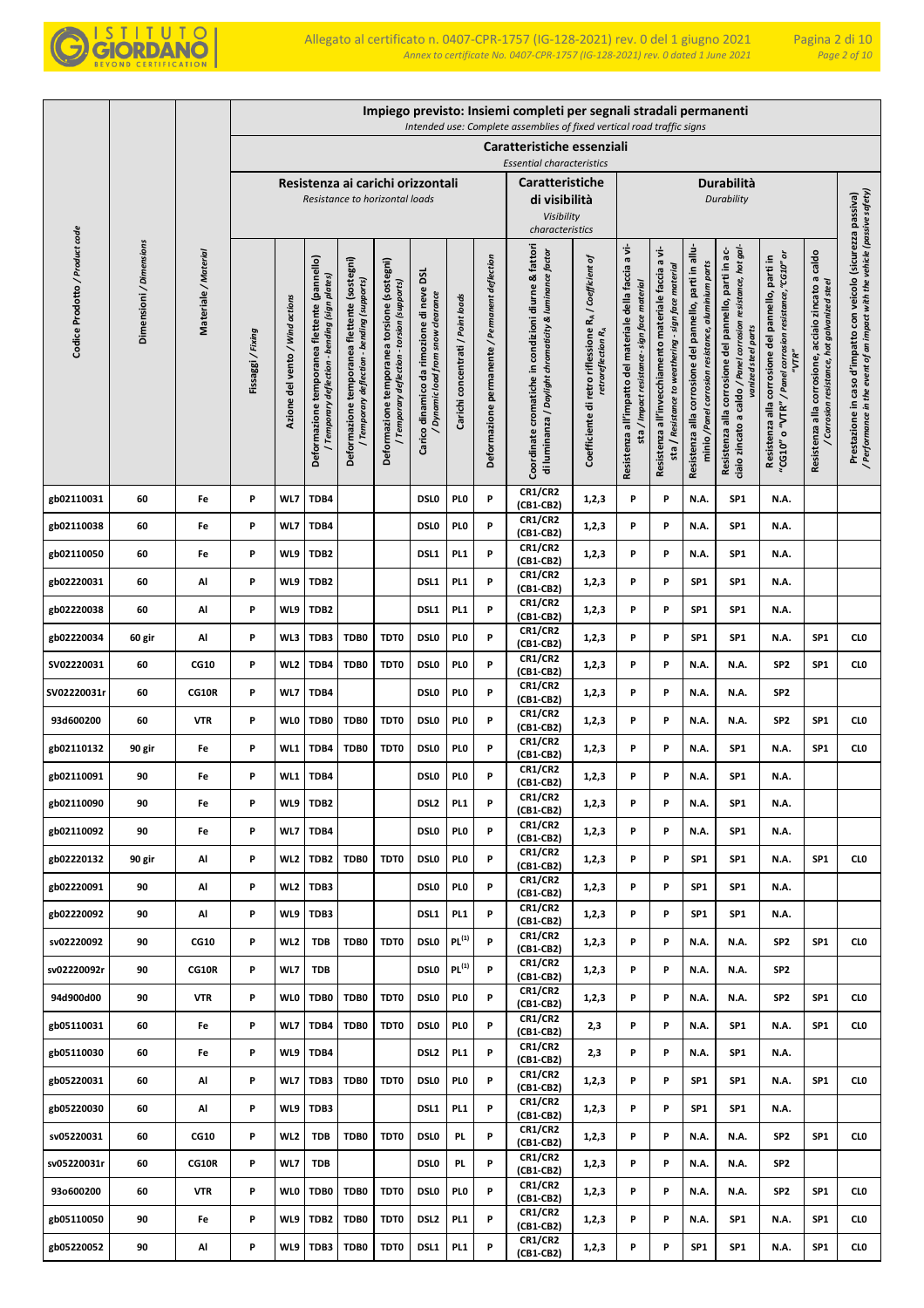| Codice Prodotto / *Product code* | Dimensioni / *Dimensions* | Materiale / *Material* | Impiego previsto: Insiemi completi per segnali stradali permanenti<br>*Intended use: Complete assemblies of fixed vertical road traffic signs* | | | | | | | | | | | | | | | | |
|---|---|---|---|---|---|---|---|---|---|---|---|---|---|---|---|---|---|---|---|
| | | | Caratteristiche essenziali<br>*Essential characteristics* | | | | | | | | | | | | | | | | |
| | | | Resistenza ai carichi orizzontali<br>*Resistance to horizontal loads* | | | | | | | | Caratteristiche di visibilità<br>*Visibility characteristics* | | Durabilità<br>*Durability* | | | | | | |
| | | | Fissaggi / *Fixing* | Azione del vento / *Wind actions* | Deformazione temporanea flettente (pannello) / *Temporary deflection - bending (sign plates)* | Deformazione temporanea flettente (sostegni) / *Temporary deflection - bending (supports)* | Deformazione temporanea torsione (sostegni) / *Temporary deflection - torsion (supports)* | Carico dinamico da rimozione di neve DSL / *Dynamic load from snow clearance* | Carichi concentrati / *Point loads* | Deformazione permanente / *Permanent deflection* | Coordinate cromatiche in condizioni diurne & fattori di luminanza / *Daylight chromaticity & luminance factor* | Coefficiente di retro riflessione $R_A$ / *Coefficient of retroreflection $R_A$* | Resistenza all'impatto del materiale della faccia a vista / *Impact resistance - sign face material* | Resistenza all'invecchiamento materiale faccia a vista / *Resistance to weathering - sign face material* | Resistenza alla corrosione del pannello, parti in alluminio / *Panel corrosion resistance, aluminum parts* | Resistenza alla corrosione del pannello, parti in acciaio zincato a caldo / *Panel corrosion resistance, hot galvanized steel parts* | Resistenza alla corrosione del pannello, parti in "CG10" o "VTR" / *Panel corrosion resistance, "CG10" or "VTR"* | Resistenza alla corrosione, acciaio zincato a caldo / *Corrosion resistance, hot galvanized steel* | Prestazione in caso d'impatto con veicolo (sicurezza passiva) / *Performance in the event of an impact with the vehicle (passive safety)* |
| gb02110031 | 60 | Fe | P | WL7 | TDB4 | | | DSL0 | PL0 | P | CR1/CR2 (CB1-CB2) | 1,2,3 | P | P | N.A. | SP1 | N.A. | | |
| gb02110038 | 60 | Fe | P | WL7 | TDB4 | | | DSL0 | PL0 | P | CR1/CR2 (CB1-CB2) | 1,2,3 | P | P | N.A. | SP1 | N.A. | | |
| gb02110050 | 60 | Fe | P | WL9 | TDB2 | | | DSL1 | PL1 | P | CR1/CR2 (CB1-CB2) | 1,2,3 | P | P | N.A. | SP1 | N.A. | | |
| gb02220031 | 60 | Al | P | WL9 | TDB2 | | | DSL1 | PL1 | P | CR1/CR2 (CB1-CB2) | 1,2,3 | P | P | SP1 | SP1 | N.A. | | |
| gb02220038 | 60 | Al | P | WL9 | TDB2 | | | DSL1 | PL1 | P | CR1/CR2 (CB1-CB2) | 1,2,3 | P | P | SP1 | SP1 | N.A. | | |
| gb02220034 | 60 gir | Al | P | WL3 | TDB3 | TDB0 | TDT0 | DSL0 | PL0 | P | CR1/CR2 (CB1-CB2) | 1,2,3 | P | P | SP1 | SP1 | N.A. | SP1 | CL0 |
| SV02220031 | 60 | CG10 | P | WL2 | TDB4 | TDB0 | TDT0 | DSL0 | PL0 | P | CR1/CR2 (CB1-CB2) | 1,2,3 | P | P | N.A. | N.A. | SP2 | SP1 | CL0 |
| SV02220031r | 60 | CG10R | P | WL7 | TDB4 | | | DSL0 | PL0 | P | CR1/CR2 (CB1-CB2) | 1,2,3 | P | P | N.A. | N.A. | SP2 | | |
| 93d600200 | 60 | VTR | P | WL0 | TDB0 | TDB0 | TDT0 | DSL0 | PL0 | P | CR1/CR2 (CB1-CB2) | 1,2,3 | P | P | N.A. | N.A. | SP2 | SP1 | CL0 |
| gb02110132 | 90 gir | Fe | P | WL1 | TDB4 | TDB0 | TDT0 | DSL0 | PL0 | P | CR1/CR2 (CB1-CB2) | 1,2,3 | P | P | N.A. | SP1 | N.A. | SP1 | CL0 |
| gb02110091 | 90 | Fe | P | WL1 | TDB4 | | | DSL0 | PL0 | P | CR1/CR2 (CB1-CB2) | 1,2,3 | P | P | N.A. | SP1 | N.A. | | |
| gb02110090 | 90 | Fe | P | WL9 | TDB2 | | | DSL2 | PL1 | P | CR1/CR2 (CB1-CB2) | 1,2,3 | P | P | N.A. | SP1 | N.A. | | |
| gb02110092 | 90 | Fe | P | WL7 | TDB4 | | | DSL0 | PL0 | P | CR1/CR2 (CB1-CB2) | 1,2,3 | P | P | N.A. | SP1 | N.A. | | |
| gb02220132 | 90 gir | Al | P | WL2 | TDB2 | TDB0 | TDT0 | DSL0 | PL0 | P | CR1/CR2 (CB1-CB2) | 1,2,3 | P | P | SP1 | SP1 | N.A. | SP1 | CL0 |
| gb02220091 | 90 | Al | P | WL2 | TDB3 | | | DSL0 | PL0 | P | CR1/CR2 (CB1-CB2) | 1,2,3 | P | P | SP1 | SP1 | N.A. | | |
| gb02220092 | 90 | Al | P | WL9 | TDB3 | | | DSL1 | PL1 | P | CR1/CR2 (CB1-CB2) | 1,2,3 | P | P | SP1 | SP1 | N.A. | | |
| sv02220092 | 90 | CG10 | P | WL2 | TDB | TDB0 | TDT0 | DSL0 | PL[1] | P | CR1/CR2 (CB1-CB2) | 1,2,3 | P | P | N.A. | N.A. | SP2 | SP1 | CL0 |
| sv02220092r | 90 | CG10R | P | WL7 | TDB | | | DSL0 | PL[1] | P | CR1/CR2 (CB1-CB2) | 1,2,3 | P | P | N.A. | N.A. | SP2 | | |
| 94d900d00 | 90 | VTR | P | WL0 | TDB0 | TDB0 | TDT0 | DSL0 | PL0 | P | CR1/CR2 (CB1-CB2) | 1,2,3 | P | P | N.A. | N.A. | SP2 | SP1 | CL0 |
| gb05110031 | 60 | Fe | P | WL7 | TDB4 | TDB0 | TDT0 | DSL0 | PL0 | P | CR1/CR2 (CB1-CB2) | 2,3 | P | P | N.A. | SP1 | N.A. | SP1 | CL0 |
| gb05110030 | 60 | Fe | P | WL9 | TDB4 | | | DSL2 | PL1 | P | CR1/CR2 (CB1-CB2) | 2,3 | P | P | N.A. | SP1 | N.A. | | |
| gb05220031 | 60 | Al | P | WL7 | TDB3 | TDB0 | TDT0 | DSL0 | PL0 | P | CR1/CR2 (CB1-CB2) | 1,2,3 | P | P | SP1 | SP1 | N.A. | SP1 | CL0 |
| gb05220030 | 60 | Al | P | WL9 | TDB3 | | | DSL1 | PL1 | P | CR1/CR2 (CB1-CB2) | 1,2,3 | P | P | SP1 | SP1 | N.A. | | |
| sv05220031 | 60 | CG10 | P | WL2 | TDB | TDB0 | TDT0 | DSL0 | PL | P | CR1/CR2 (CB1-CB2) | 1,2,3 | P | P | N.A. | N.A. | SP2 | SP1 | CL0 |
| sv05220031r | 60 | CG10R | P | WL7 | TDB | | | DSL0 | PL | P | CR1/CR2 (CB1-CB2) | 1,2,3 | P | P | N.A. | N.A. | SP2 | | |
| 93o600200 | 60 | VTR | P | WL0 | TDB0 | TDB0 | TDT0 | DSL0 | PL0 | P | CR1/CR2 (CB1-CB2) | 1,2,3 | P | P | N.A. | N.A. | SP2 | SP1 | CL0 |
| gb05110050 | 90 | Fe | P | WL9 | TDB2 | TDB0 | TDT0 | DSL2 | PL1 | P | CR1/CR2 (CB1-CB2) | 1,2,3 | P | P | N.A. | SP1 | N.A. | SP1 | CL0 |
| gb05220052 | 90 | Al | P | WL9 | TDB3 | TDB0 | TDT0 | DSL1 | PL1 | P | CR1/CR2 (CB1-CB2) | 1,2,3 | P | P | SP1 | SP1 | N.A. | SP1 | CL0 |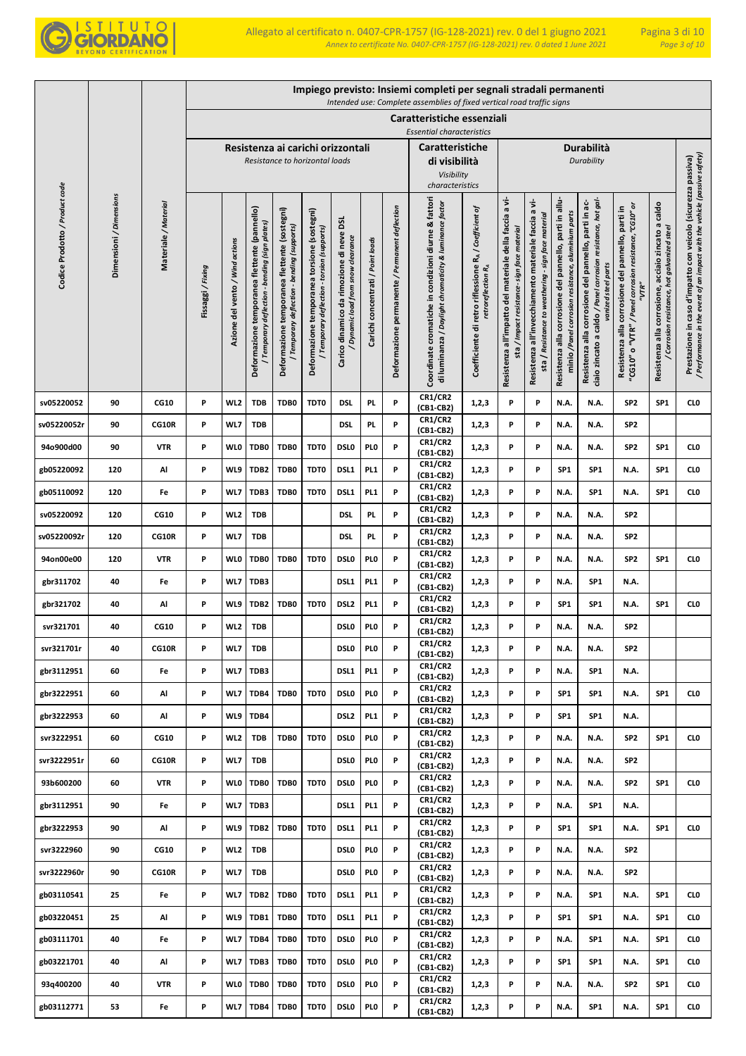| | | | Impiego previsto: Insiemi completi per segnali stradali permanenti<br>*Intended use: Complete assemblies of fixed vertical road traffic signs* | | | | | | | | | | | | | | | | |
|---|---|---|---|---|---|---|---|---|---|---|---|---|---|---|---|---|---|---|---|
| | | | Caratteristiche essenziali<br>*Essential characteristics* | | | | | | | | | | | | | | | | |
| | | | Resistenza ai carichi orizzontali<br>*Resistance to horizontal loads* | | | | | | | | Caratteristiche di visibilità<br>*Visibility characteristics* | | Durabilità<br>*Durability* | | | | | | |
| Codice Prodotto / *Product code* | Dimensioni / *Dimensions* | Materiale / *Material* | Fissaggi / *Fixing* | Azione del vento / *Wind actions* | Deformazione temporanea flettente (pannello) / *Temporary deflection - bending (sign plates)* | Deformazione temporanea flettente (sostegni) / *Temporary deflection - bending (supports)* | Deformazione temporanea torsione (sostegni) / *Temporary deflection - torsion (supports)* | Carico dinamico da rimozione di neve DSL / *Dynamic load from snow clearance* | Carichi concentrati / *Point loads* | Deformazione permanente / *Permanent deflection* | Coordinate cromatiche in condizioni diurne & fattori di luminanza / *Daylight chromaticity & luminance factor* | Coefficiente di retro riflessione $R_A$ / *Coefficient of retroreflection $R_A$* | Resistenza all'impatto del materiale della faccia a vista / *Impact resistance - sign face material* | Resistenza all'invecchiamento materiale faccia a vista / *Resistance to weathering - sign face material* | Resistenza alla corrosione del pannello, parti in alluminio / *Panel corrosion resistance, aluminium parts* | Resistenza alla corrosione del pannello, parti in acciaio zincato a caldo / *Panel corrosion resistance, hot galvanized steel parts* | Resistenza alla corrosione del pannello, parti in "CG10" o "VTR" / *Panel corrosion resistance, "CG10" or "VTR"* | Resistenza alla corrosione, acciaio zincato a caldo / *Corrosion resistance, hot galvanized steel* | Prestazione in caso d'impatto con veicolo (sicurezza passiva) / *Performance in the event of an impact with the vehicle (passive safety)* |
| sv05220052 | 90 | CG10 | P | WL2 | TDB | TDB0 | TDT0 | DSL | PL | P | CR1/CR2 (CB1-CB2) | 1,2,3 | P | P | N.A. | N.A. | SP2 | SP1 | CL0 |
| sv05220052r | 90 | CG10R | P | WL7 | TDB | | | DSL | PL | P | CR1/CR2 (CB1-CB2) | 1,2,3 | P | P | N.A. | N.A. | SP2 | | |
| 94o900d00 | 90 | VTR | P | WL0 | TDB0 | TDB0 | TDT0 | DSL0 | PL0 | P | CR1/CR2 (CB1-CB2) | 1,2,3 | P | P | N.A. | N.A. | SP2 | SP1 | CL0 |
| gb05220092 | 120 | Al | P | WL9 | TDB2 | TDB0 | TDT0 | DSL1 | PL1 | P | CR1/CR2 (CB1-CB2) | 1,2,3 | P | P | SP1 | SP1 | N.A. | SP1 | CL0 |
| gb05110092 | 120 | Fe | P | WL7 | TDB3 | TDB0 | TDT0 | DSL1 | PL1 | P | CR1/CR2 (CB1-CB2) | 1,2,3 | P | P | N.A. | SP1 | N.A. | SP1 | CL0 |
| sv05220092 | 120 | CG10 | P | WL2 | TDB | | | DSL | PL | P | CR1/CR2 (CB1-CB2) | 1,2,3 | P | P | N.A. | N.A. | SP2 | | |
| sv05220092r | 120 | CG10R | P | WL7 | TDB | | | DSL | PL | P | CR1/CR2 (CB1-CB2) | 1,2,3 | P | P | N.A. | N.A. | SP2 | | |
| 94on00e00 | 120 | VTR | P | WL0 | TDB0 | TDB0 | TDT0 | DSL0 | PL0 | P | CR1/CR2 (CB1-CB2) | 1,2,3 | P | P | N.A. | N.A. | SP2 | SP1 | CL0 |
| gbr311702 | 40 | Fe | P | WL7 | TDB3 | | | DSL1 | PL1 | P | CR1/CR2 (CB1-CB2) | 1,2,3 | P | P | N.A. | SP1 | N.A. | | |
| gbr321702 | 40 | Al | P | WL9 | TDB2 | TDB0 | TDT0 | DSL2 | PL1 | P | CR1/CR2 (CB1-CB2) | 1,2,3 | P | P | SP1 | SP1 | N.A. | SP1 | CL0 |
| svr321701 | 40 | CG10 | P | WL2 | TDB | | | DSL0 | PL0 | P | CR1/CR2 (CB1-CB2) | 1,2,3 | P | P | N.A. | N.A. | SP2 | | |
| svr321701r | 40 | CG10R | P | WL7 | TDB | | | DSL0 | PL0 | P | CR1/CR2 (CB1-CB2) | 1,2,3 | P | P | N.A. | N.A. | SP2 | | |
| gbr3112951 | 60 | Fe | P | WL7 | TDB3 | | | DSL1 | PL1 | P | CR1/CR2 (CB1-CB2) | 1,2,3 | P | P | N.A. | SP1 | N.A. | | |
| gbr3222951 | 60 | Al | P | WL7 | TDB4 | TDB0 | TDT0 | DSL0 | PL0 | P | CR1/CR2 (CB1-CB2) | 1,2,3 | P | P | SP1 | SP1 | N.A. | SP1 | CL0 |
| gbr3222953 | 60 | Al | P | WL9 | TDB4 | | | DSL2 | PL1 | P | CR1/CR2 (CB1-CB2) | 1,2,3 | P | P | SP1 | SP1 | N.A. | | |
| svr3222951 | 60 | CG10 | P | WL2 | TDB | TDB0 | TDT0 | DSL0 | PL0 | P | CR1/CR2 (CB1-CB2) | 1,2,3 | P | P | N.A. | N.A. | SP2 | SP1 | CL0 |
| svr3222951r | 60 | CG10R | P | WL7 | TDB | | | DSL0 | PL0 | P | CR1/CR2 (CB1-CB2) | 1,2,3 | P | P | N.A. | N.A. | SP2 | | |
| 93b600200 | 60 | VTR | P | WL0 | TDB0 | TDB0 | TDT0 | DSL0 | PL0 | P | CR1/CR2 (CB1-CB2) | 1,2,3 | P | P | N.A. | N.A. | SP2 | SP1 | CL0 |
| gbr3112951 | 90 | Fe | P | WL7 | TDB3 | | | DSL1 | PL1 | P | CR1/CR2 (CB1-CB2) | 1,2,3 | P | P | N.A. | SP1 | N.A. | | |
| gbr3222953 | 90 | Al | P | WL9 | TDB2 | TDB0 | TDT0 | DSL1 | PL1 | P | CR1/CR2 (CB1-CB2) | 1,2,3 | P | P | SP1 | SP1 | N.A. | SP1 | CL0 |
| svr3222960 | 90 | CG10 | P | WL2 | TDB | | | DSL0 | PL0 | P | CR1/CR2 (CB1-CB2) | 1,2,3 | P | P | N.A. | N.A. | SP2 | | |
| svr3222960r | 90 | CG10R | P | WL7 | TDB | | | DSL0 | PL0 | P | CR1/CR2 (CB1-CB2) | 1,2,3 | P | P | N.A. | N.A. | SP2 | | |
| gb03110541 | 25 | Fe | P | WL7 | TDB2 | TDB0 | TDT0 | DSL1 | PL1 | P | CR1/CR2 (CB1-CB2) | 1,2,3 | P | P | N.A. | SP1 | N.A. | SP1 | CL0 |
| gb03220451 | 25 | Al | P | WL9 | TDB1 | TDB0 | TDT0 | DSL1 | PL1 | P | CR1/CR2 (CB1-CB2) | 1,2,3 | P | P | SP1 | SP1 | N.A. | SP1 | CL0 |
| gb03111701 | 40 | Fe | P | WL7 | TDB4 | TDB0 | TDT0 | DSL0 | PL0 | P | CR1/CR2 (CB1-CB2) | 1,2,3 | P | P | N.A. | SP1 | N.A. | SP1 | CL0 |
| gb03221701 | 40 | Al | P | WL7 | TDB3 | TDB0 | TDT0 | DSL0 | PL0 | P | CR1/CR2 (CB1-CB2) | 1,2,3 | P | P | SP1 | SP1 | N.A. | SP1 | CL0 |
| 93q400200 | 40 | VTR | P | WL0 | TDB0 | TDB0 | TDT0 | DSL0 | PL0 | P | CR1/CR2 (CB1-CB2) | 1,2,3 | P | P | N.A. | N.A. | SP2 | SP1 | CL0 |
| gb03112771 | 53 | Fe | P | WL7 | TDB4 | TDB0 | TDT0 | DSL0 | PL0 | P | CR1/CR2 (CB1-CB2) | 1,2,3 | P | P | N.A. | SP1 | N.A. | SP1 | CL0 |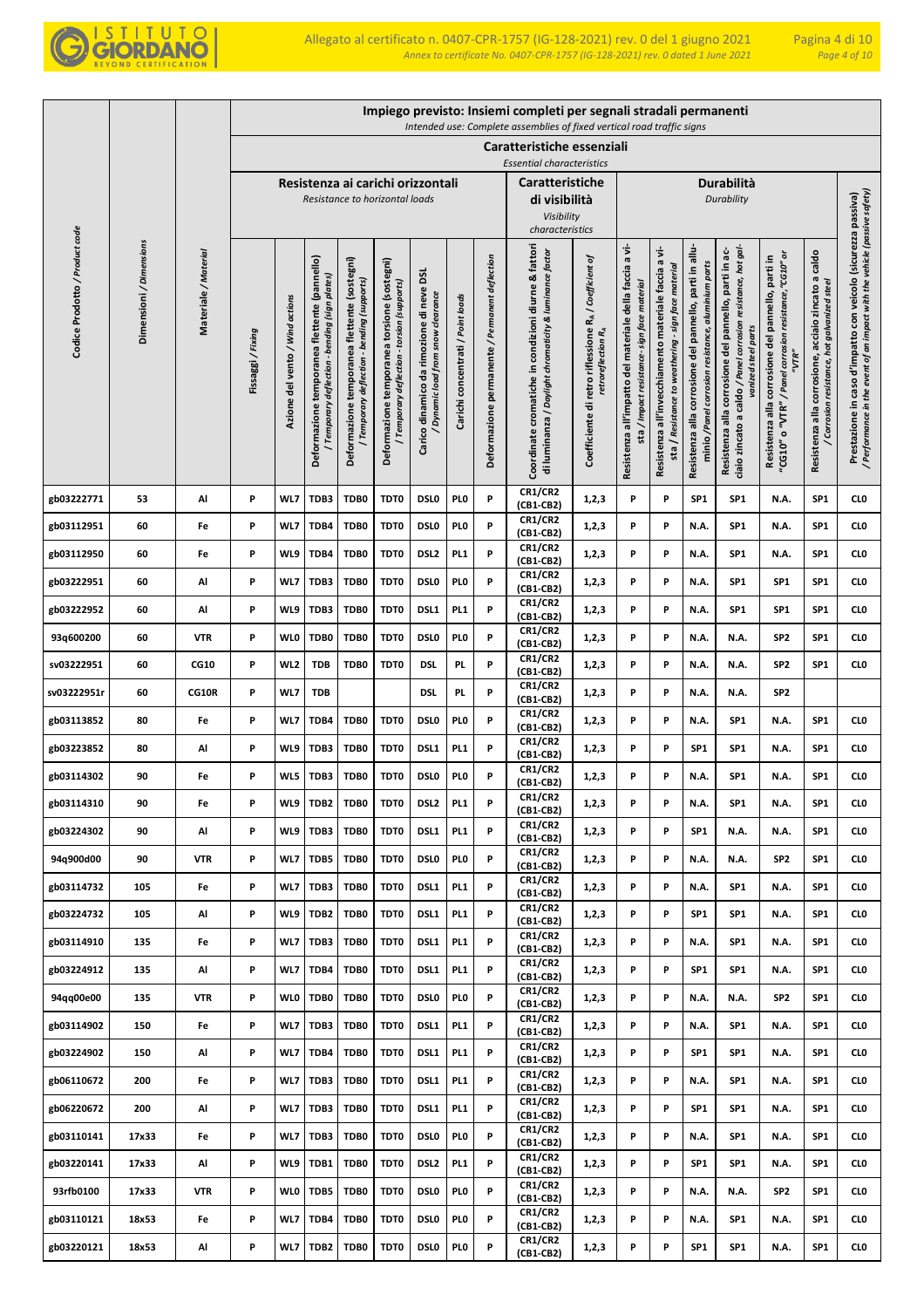| Codice Prodotto / *Product code* | Dimensioni / *Dimensions* | Materiale / *Material* | Impiego previsto: Insiemi completi per segnali stradali permanenti / *Intended use: Complete assemblies of fixed vertical road traffic signs* | | | | | | | | | | | | | | | | | |
|---|---|---|---|---|---|---|---|---|---|---|---|---|---|---|---|---|---|---|---|---|
| | | | Caratteristiche essenziali / *Essential characteristics* | | | | | | | | | | | | | | | | | |
| | | | Resistenza ai carichi orizzontali / *Resistance to horizontal loads* | | | | | | | | Caratteristiche di visibilità / *Visibility characteristics* | | Durabilità / *Durability* | | | | | | | |
| | | | Fissaggi / *Fixing* | Azione del vento / *Wind actions* | Deformazione temporanea flettente (pannello) / *Temporary deflection - bending (sign plates)* | Deformazione temporanea flettente (sostegni) / *Temporary deflection - bending (supports)* | Deformazione temporanea torsione (sostegni) / *Temporary deflection - torsion (supports)* | Carico dinamico da rimozione di neve DSL / *Dynamic load from snow clearance* | Carichi concentrati / *Point loads* | Deformazione permanente / *Permanent deflection* | Coordinate cromatiche in condizioni diurne & fattori di luminanza / *Daylight chromaticity & luminance factor* | Coefficiente di retro riflessione $R_A$ / *Coefficient of retroreflection $R_A$* | Resistenza all'impatto del materiale della faccia a vista / *Impact resistance - sign face material* | Resistenza all'invecchiamento materiale faccia a vista / *Resistance to weathering - sign face material* | Resistenza alla corrosione del pannello, parti in alluminio / *Panel corrosion resistance, aluminium parts* | Resistenza alla corrosione del pannello, parti in acciaio zincato a caldo / *Panel corrosion resistance, hot galvanized steel parts* | Resistenza alla corrosione del pannello, parti in "CG10" o "VTR" / *Panel corrosion resistance, "CG10" or "VTR"* | Resistenza alla corrosione, acciaio zincato a caldo / *Corrosion resistance, hot galvanized steel* | Prestazione in caso d'impatto con veicolo (sicurezza passiva) / *Performance in the event of an impact with the vehicle (passive safety)* |
| gb03222771 | 53 | Al | P | WL7 | TDB3 | TDB0 | TDT0 | DSL0 | PL0 | P | CR1/CR2 (CB1-CB2) | 1,2,3 | P | P | SP1 | SP1 | N.A. | SP1 | CL0 |
| gb03112951 | 60 | Fe | P | WL7 | TDB4 | TDB0 | TDT0 | DSL0 | PL0 | P | CR1/CR2 (CB1-CB2) | 1,2,3 | P | P | N.A. | SP1 | N.A. | SP1 | CL0 |
| gb03112950 | 60 | Fe | P | WL9 | TDB4 | TDB0 | TDT0 | DSL2 | PL1 | P | CR1/CR2 (CB1-CB2) | 1,2,3 | P | P | N.A. | SP1 | N.A. | SP1 | CL0 |
| gb03222951 | 60 | Al | P | WL7 | TDB3 | TDB0 | TDT0 | DSL0 | PL0 | P | CR1/CR2 (CB1-CB2) | 1,2,3 | P | P | N.A. | SP1 | SP1 | SP1 | CL0 |
| gb03222952 | 60 | Al | P | WL9 | TDB3 | TDB0 | TDT0 | DSL1 | PL1 | P | CR1/CR2 (CB1-CB2) | 1,2,3 | P | P | N.A. | SP1 | SP1 | SP1 | CL0 |
| 93q600200 | 60 | VTR | P | WL0 | TDB0 | TDB0 | TDT0 | DSL0 | PL0 | P | CR1/CR2 (CB1-CB2) | 1,2,3 | P | P | N.A. | N.A. | SP2 | SP1 | CL0 |
| sv03222951 | 60 | CG10 | P | WL2 | TDB | TDB0 | TDT0 | DSL | PL | P | CR1/CR2 (CB1-CB2) | 1,2,3 | P | P | N.A. | N.A. | SP2 | SP1 | CL0 |
| sv03222951r | 60 | CG10R | P | WL7 | TDB | | | DSL | PL | P | CR1/CR2 (CB1-CB2) | 1,2,3 | P | P | N.A. | N.A. | SP2 | | |
| gb03113852 | 80 | Fe | P | WL7 | TDB4 | TDB0 | TDT0 | DSL0 | PL0 | P | CR1/CR2 (CB1-CB2) | 1,2,3 | P | P | N.A. | SP1 | N.A. | SP1 | CL0 |
| gb03223852 | 80 | Al | P | WL9 | TDB3 | TDB0 | TDT0 | DSL1 | PL1 | P | CR1/CR2 (CB1-CB2) | 1,2,3 | P | P | SP1 | SP1 | N.A. | SP1 | CL0 |
| gb03114302 | 90 | Fe | P | WL5 | TDB3 | TDB0 | TDT0 | DSL0 | PL0 | P | CR1/CR2 (CB1-CB2) | 1,2,3 | P | P | N.A. | SP1 | N.A. | SP1 | CL0 |
| gb03114310 | 90 | Fe | P | WL9 | TDB2 | TDB0 | TDT0 | DSL2 | PL1 | P | CR1/CR2 (CB1-CB2) | 1,2,3 | P | P | N.A. | SP1 | N.A. | SP1 | CL0 |
| gb03224302 | 90 | Al | P | WL9 | TDB3 | TDB0 | TDT0 | DSL1 | PL1 | P | CR1/CR2 (CB1-CB2) | 1,2,3 | P | P | SP1 | N.A. | N.A. | SP1 | CL0 |
| 94q900d00 | 90 | VTR | P | WL7 | TDB5 | TDB0 | TDT0 | DSL0 | PL0 | P | CR1/CR2 (CB1-CB2) | 1,2,3 | P | P | N.A. | N.A. | SP2 | SP1 | CL0 |
| gb03114732 | 105 | Fe | P | WL7 | TDB3 | TDB0 | TDT0 | DSL1 | PL1 | P | CR1/CR2 (CB1-CB2) | 1,2,3 | P | P | N.A. | SP1 | N.A. | SP1 | CL0 |
| gb03224732 | 105 | Al | P | WL9 | TDB2 | TDB0 | TDT0 | DSL1 | PL1 | P | CR1/CR2 (CB1-CB2) | 1,2,3 | P | P | SP1 | SP1 | N.A. | SP1 | CL0 |
| gb03114910 | 135 | Fe | P | WL7 | TDB3 | TDB0 | TDT0 | DSL1 | PL1 | P | CR1/CR2 (CB1-CB2) | 1,2,3 | P | P | N.A. | SP1 | N.A. | SP1 | CL0 |
| gb03224912 | 135 | Al | P | WL7 | TDB4 | TDB0 | TDT0 | DSL1 | PL1 | P | CR1/CR2 (CB1-CB2) | 1,2,3 | P | P | SP1 | SP1 | N.A. | SP1 | CL0 |
| 94qq00e00 | 135 | VTR | P | WL0 | TDB0 | TDB0 | TDT0 | DSL0 | PL0 | P | CR1/CR2 (CB1-CB2) | 1,2,3 | P | P | N.A. | N.A. | SP2 | SP1 | CL0 |
| gb03114902 | 150 | Fe | P | WL7 | TDB3 | TDB0 | TDT0 | DSL1 | PL1 | P | CR1/CR2 (CB1-CB2) | 1,2,3 | P | P | N.A. | SP1 | N.A. | SP1 | CL0 |
| gb03224902 | 150 | Al | P | WL7 | TDB4 | TDB0 | TDT0 | DSL1 | PL1 | P | CR1/CR2 (CB1-CB2) | 1,2,3 | P | P | SP1 | SP1 | N.A. | SP1 | CL0 |
| gb06110672 | 200 | Fe | P | WL7 | TDB3 | TDB0 | TDT0 | DSL1 | PL1 | P | CR1/CR2 (CB1-CB2) | 1,2,3 | P | P | N.A. | SP1 | N.A. | SP1 | CL0 |
| gb06220672 | 200 | Al | P | WL7 | TDB3 | TDB0 | TDT0 | DSL1 | PL1 | P | CR1/CR2 (CB1-CB2) | 1,2,3 | P | P | SP1 | SP1 | N.A. | SP1 | CL0 |
| gb03110141 | 17x33 | Fe | P | WL7 | TDB3 | TDB0 | TDT0 | DSL0 | PL0 | P | CR1/CR2 (CB1-CB2) | 1,2,3 | P | P | N.A. | SP1 | N.A. | SP1 | CL0 |
| gb03220141 | 17x33 | Al | P | WL9 | TDB1 | TDB0 | TDT0 | DSL2 | PL1 | P | CR1/CR2 (CB1-CB2) | 1,2,3 | P | P | SP1 | SP1 | N.A. | SP1 | CL0 |
| 93rfb0100 | 17x33 | VTR | P | WL0 | TDB5 | TDB0 | TDT0 | DSL0 | PL0 | P | CR1/CR2 (CB1-CB2) | 1,2,3 | P | P | N.A. | N.A. | SP2 | SP1 | CL0 |
| gb03110121 | 18x53 | Fe | P | WL7 | TDB4 | TDB0 | TDT0 | DSL0 | PL0 | P | CR1/CR2 (CB1-CB2) | 1,2,3 | P | P | N.A. | SP1 | N.A. | SP1 | CL0 |
| gb03220121 | 18x53 | Al | P | WL7 | TDB2 | TDB0 | TDT0 | DSL0 | PL0 | P | CR1/CR2 (CB1-CB2) | 1,2,3 | P | P | SP1 | SP1 | N.A. | SP1 | CL0 |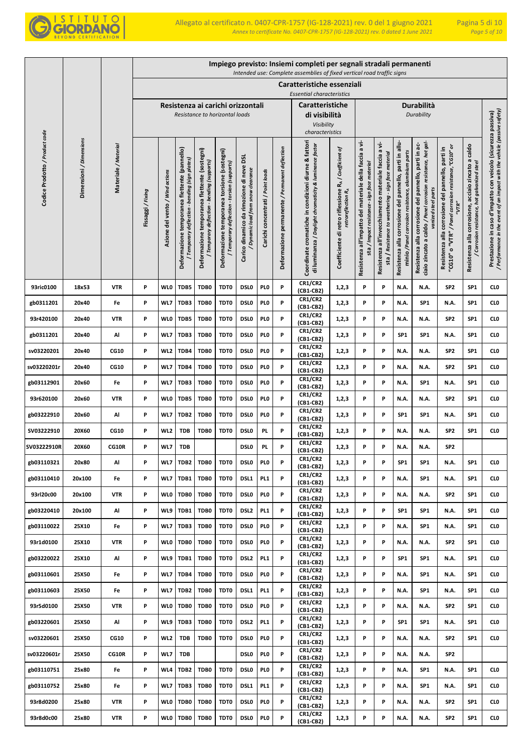| Codice Prodotto / *Product code* | Dimensioni / *Dimensions* | Materiale / *Material* | Impiego previsto: Insiemi completi per segnali stradali permanenti / *Intended use: Complete assemblies of fixed vertical road traffic signs* | | | | | | | | | | | | | | | | | |
|---|---|---|---|---|---|---|---|---|---|---|---|---|---|---|---|---|---|---|---|---|
| | | | Caratteristiche essenziali / *Essential characteristics* | | | | | | | | | | | | | | | | | |
| | | | Resistenza ai carichi orizzontali / *Resistance to horizontal loads* | | | | | | | | Caratteristiche di visibilità / *Visibility characteristics* | | Durabilità / *Durability* | | | | | | | |
| | | | Fissaggi / *Fixing* | Azione del vento / *Wind actions* | Deformazione temporanea flettente (pannello) / *Temporary deflection - bending (sign plates)* | Deformazione temporanea flettente (sostegni) / *Temporary deflection - bending (supports)* | Deformazione temporanea torsione (sostegni) / *Temporary deflection - torsion (supports)* | Carico dinamico da rimozione di neve DSL / *Dynamic load from snow clearance* | Carichi concentrati / *Point loads* | Deformazione permanente / *Permanent deflection* | Coordinate cromatiche in condizioni diurne & fattori di luminanza / *Daylight chromaticity & luminance factor* | Coefficiente di retro riflessione $R_A$ / *Coefficient of retroreflection $R_A$* | Resistenza all'impatto del materiale della faccia a vista / *Impact resistance - sign face material* | Resistenza all'invecchiamento materiale faccia a vista / *Resistance to weathering - sign face material* | Resistenza alla corrosione del pannello, parti in alluminio / *Panel corrosion resistance, aluminum parts* | Resistenza alla corrosione del pannello, parti in acciaio zincato a caldo / *Panel corrosion resistance, hot galvanized steel parts* | Resistenza alla corrosione del pannello, parti in "CG10" o "VTR" / *Panel corrosion resistance, "CG10" or "VTR"* | Resistenza alla corrosione, acciaio zincato a caldo / *Corrosion resistance, hot galvanized steel* | Prestazione in caso d'impatto con veicolo (sicurezza passiva) / *Performance in the event of an impact with the vehicle (passive safety)* |
| 93ric0100 | 18x53 | VTR | P | WL0 | TDB5 | TDB0 | TDT0 | DSL0 | PL0 | P | CR1/CR2 (CB1-CB2) | 1,2,3 | P | P | N.A. | N.A. | SP2 | SP1 | CL0 |
| gb0311201 | 20x40 | Fe | P | WL7 | TDB3 | TDB0 | TDT0 | DSL0 | PL0 | P | CR1/CR2 (CB1-CB2) | 1,2,3 | P | P | N.A. | SP1 | N.A. | SP1 | CL0 |
| 93r420100 | 20x40 | VTR | P | WL0 | TDB5 | TDB0 | TDT0 | DSL0 | PL0 | P | CR1/CR2 (CB1-CB2) | 1,2,3 | P | P | N.A. | N.A. | SP2 | SP1 | CL0 |
| gb0311201 | 20x40 | Al | P | WL7 | TDB3 | TDB0 | TDT0 | DSL0 | PL0 | P | CR1/CR2 (CB1-CB2) | 1,2,3 | P | P | SP1 | SP1 | N.A. | SP1 | CL0 |
| sv03220201 | 20x40 | CG10 | P | WL2 | TDB4 | TDB0 | TDT0 | DSL0 | PL0 | P | CR1/CR2 (CB1-CB2) | 1,2,3 | P | P | N.A. | N.A. | SP2 | SP1 | CL0 |
| sv03220201r | 20x40 | CG10 | P | WL7 | TDB4 | TDB0 | TDT0 | DSL0 | PL0 | P | CR1/CR2 (CB1-CB2) | 1,2,3 | P | P | N.A. | N.A. | SP2 | SP1 | CL0 |
| gb03112901 | 20x60 | Fe | P | WL7 | TDB3 | TDB0 | TDT0 | DSL0 | PL0 | P | CR1/CR2 (CB1-CB2) | 1,2,3 | P | P | N.A. | SP1 | N.A. | SP1 | CL0 |
| 93r620100 | 20x60 | VTR | P | WL0 | TDB5 | TDB0 | TDT0 | DSL0 | PL0 | P | CR1/CR2 (CB1-CB2) | 1,2,3 | P | P | N.A. | N.A. | SP2 | SP1 | CL0 |
| gb03222910 | 20x60 | Al | P | WL7 | TDB2 | TDB0 | TDT0 | DSL0 | PL0 | P | CR1/CR2 (CB1-CB2) | 1,2,3 | P | P | SP1 | SP1 | N.A. | SP1 | CL0 |
| SV03222910 | 20X60 | CG10 | P | WL2 | TDB | TDB0 | TDT0 | DSL0 | PL | P | CR1/CR2 (CB1-CB2) | 1,2,3 | P | P | N.A. | N.A. | SP2 | SP1 | CL0 |
| SV03222910R | 20X60 | CG10R | P | WL7 | TDB | | | DSL0 | PL | P | CR1/CR2 (CB1-CB2) | 1,2,3 | P | P | N.A. | N.A. | SP2 | | |
| gb03110321 | 20x80 | Al | P | WL7 | TDB2 | TDB0 | TDT0 | DSL0 | PL0 | P | CR1/CR2 (CB1-CB2) | 1,2,3 | P | P | SP1 | SP1 | N.A. | SP1 | CL0 |
| gb03110410 | 20x100 | Fe | P | WL7 | TDB1 | TDB0 | TDT0 | DSL1 | PL1 | P | CR1/CR2 (CB1-CB2) | 1,2,3 | P | P | N.A. | SP1 | N.A. | SP1 | CL0 |
| 93rl20c00 | 20x100 | VTR | P | WL0 | TDB0 | TDB0 | TDT0 | DSL0 | PL0 | P | CR1/CR2 (CB1-CB2) | 1,2,3 | P | P | N.A. | N.A. | SP2 | SP1 | CL0 |
| gb03220410 | 20x100 | Al | P | WL9 | TDB1 | TDB0 | TDT0 | DSL2 | PL1 | P | CR1/CR2 (CB1-CB2) | 1,2,3 | P | P | SP1 | SP1 | N.A. | SP1 | CL0 |
| gb03110022 | 25X10 | Fe | P | WL7 | TDB3 | TDB0 | TDT0 | DSL0 | PL0 | P | CR1/CR2 (CB1-CB2) | 1,2,3 | P | P | N.A. | SP1 | N.A. | SP1 | CL0 |
| 93r1d0100 | 25X10 | VTR | P | WL0 | TDB0 | TDB0 | TDT0 | DSL0 | PL0 | P | CR1/CR2 (CB1-CB2) | 1,2,3 | P | P | N.A. | N.A. | SP2 | SP1 | CL0 |
| gb03220022 | 25X10 | Al | P | WL9 | TDB1 | TDB0 | TDT0 | DSL2 | PL1 | P | CR1/CR2 (CB1-CB2) | 1,2,3 | P | P | SP1 | SP1 | N.A. | SP1 | CL0 |
| gb03110601 | 25X50 | Fe | P | WL7 | TDB4 | TDB0 | TDT0 | DSL0 | PL0 | P | CR1/CR2 (CB1-CB2) | 1,2,3 | P | P | N.A. | SP1 | N.A. | SP1 | CL0 |
| gb03110603 | 25X50 | Fe | P | WL7 | TDB2 | TDB0 | TDT0 | DSL1 | PL1 | P | CR1/CR2 (CB1-CB2) | 1,2,3 | P | P | N.A. | SP1 | N.A. | SP1 | CL0 |
| 93r5d0100 | 25X50 | VTR | P | WL0 | TDB0 | TDB0 | TDT0 | DSL0 | PL0 | P | CR1/CR2 (CB1-CB2) | 1,2,3 | P | P | N.A. | N.A. | SP2 | SP1 | CL0 |
| gb03220601 | 25X50 | Al | P | WL9 | TDB3 | TDB0 | TDT0 | DSL2 | PL1 | P | CR1/CR2 (CB1-CB2) | 1,2,3 | P | P | SP1 | SP1 | N.A. | SP1 | CL0 |
| sv03220601 | 25X50 | CG10 | P | WL2 | TDB | TDB0 | TDT0 | DSL0 | PL0 | P | CR1/CR2 (CB1-CB2) | 1,2,3 | P | P | N.A. | N.A. | SP2 | SP1 | CL0 |
| sv03220601r | 25X50 | CG10R | P | WL7 | TDB | | | DSL0 | PL0 | P | CR1/CR2 (CB1-CB2) | 1,2,3 | P | P | N.A. | N.A. | SP2 | | |
| gb03110751 | 25x80 | Fe | P | WL4 | TDB2 | TDB0 | TDT0 | DSL0 | PL0 | P | CR1/CR2 (CB1-CB2) | 1,2,3 | P | P | N.A. | SP1 | N.A. | SP1 | CL0 |
| gb03110752 | 25x80 | Fe | P | WL7 | TDB3 | TDB0 | TDT0 | DSL1 | PL1 | P | CR1/CR2 (CB1-CB2) | 1,2,3 | P | P | N.A. | SP1 | N.A. | SP1 | CL0 |
| 93r8d0200 | 25x80 | VTR | P | WL0 | TDB0 | TDB0 | TDT0 | DSL0 | PL0 | P | CR1/CR2 (CB1-CB2) | 1,2,3 | P | P | N.A. | N.A. | SP2 | SP1 | CL0 |
| 93r8d0c00 | 25x80 | VTR | P | WL0 | TDB0 | TDB0 | TDT0 | DSL0 | PL0 | P | CR1/CR2 (CB1-CB2) | 1,2,3 | P | P | N.A. | N.A. | SP2 | SP1 | CL0 |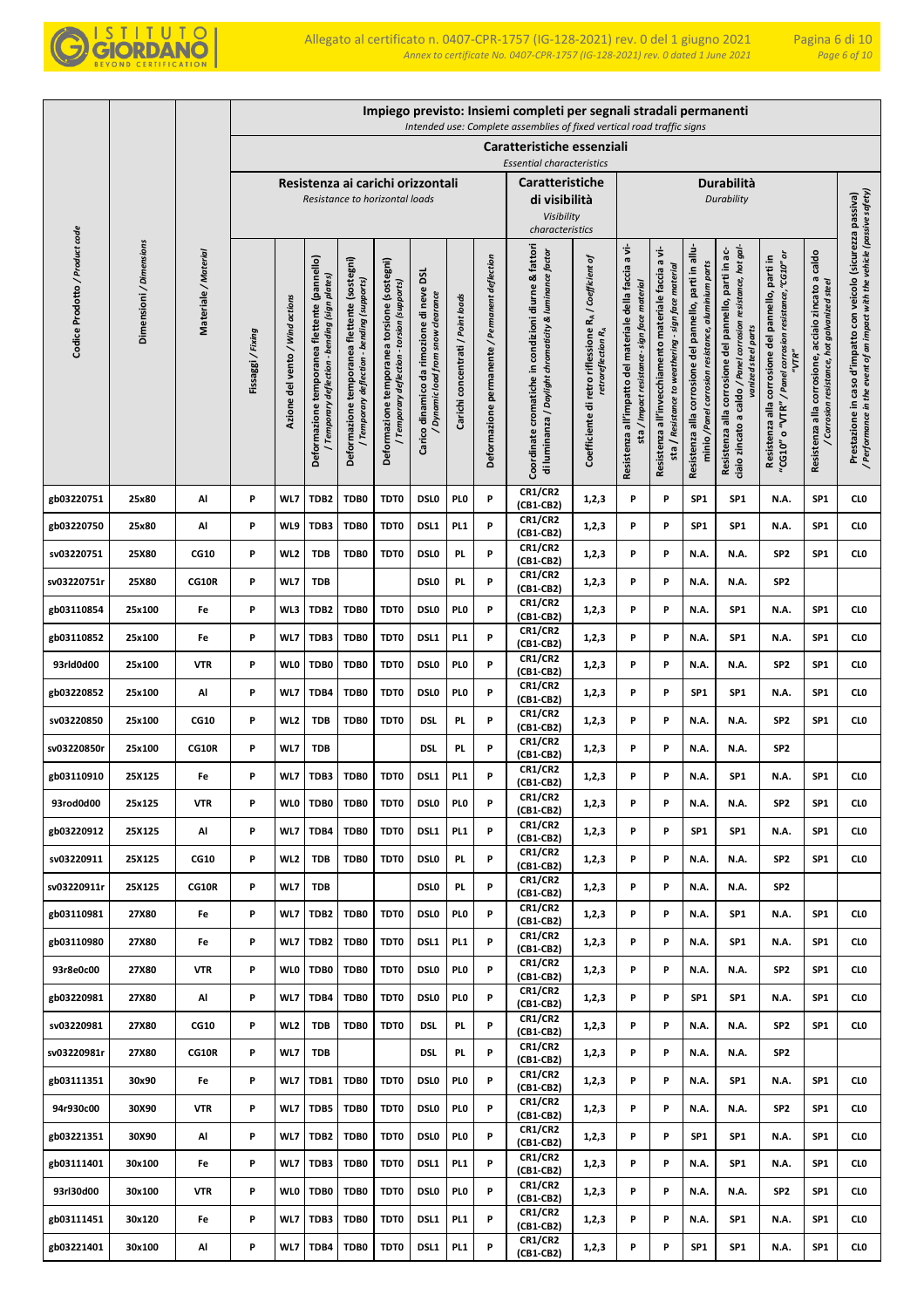| Codice Prodotto / Product code | Dimensioni / Dimensions | Materiale / Material | Impiego previsto: Insiemi completi per segnali stradali permanenti / Intended use: Complete assemblies of fixed vertical road traffic signs | | | | | | | | | | | | | | | | | |
|---|---|---|---|---|---|---|---|---|---|---|---|---|---|---|---|---|---|---|---|---|
| | | | Caratteristiche essenziali / Essential characteristics | | | | | | | | | | | | | | | | | |
| | | | Resistenza ai carichi orizzontali / Resistance to horizontal loads | | | | | | | | Caratteristiche di visibilità / Visibility characteristics | | Durabilità / Durability | | | | | | | Prestazione in caso d'impatto con veicolo (sicurezza passiva) / Performance in the event of an impact with the vehicle (passive safety) |
| | | | Fissaggi / Fixing | Azione del vento / Wind actions | Deformazione temporanea flettente (pannello) / Temporary deflection - bending (sign plates) | Deformazione temporanea flettente (sostegni) / Temporary deflection - bending (supports) | Deformazione temporanea torsione (sostegni) / Temporary deflection - torsion (supports) | Carico dinamico da rimozione di neve DSL / Dynamic load from snow clearance | Carichi concentrati / Point loads | Deformazione permanente / Permanent deflection | Coordinate cromatiche in condizioni diurne & fattori di luminanza / Daylight chromaticity & luminance factor | Coefficiente di retro riflessione $R_A$ / Coefficient of retroreflection $R_A$ | Resistenza all'impatto del materiale della faccia a vista / Impact resistance - sign face material | Resistenza all'invecchiamento materiale faccia a vista / Resistance to weathering - sign face material | Resistenza alla corrosione del pannello, parti in alluminio /Panel corrosion resistance, aluminum parts | Resistenza alla corrosione del pannello, parti in acciaio zincato a caldo / Panel corrosion resistance, hot galvanized steel parts | Resistenza alla corrosione del pannello, parti in "CG10" o "VTR" / Panel corrosion resistance, "CG10" or "VTR" | Resistenza alla corrosione, acciaio zincato a caldo / Corrosion resistance, hot galvanized steel | |
| gb03220751 | 25x80 | Al | P | WL7 | TDB2 | TDB0 | TDT0 | DSL0 | PL0 | P | CR1/CR2 (CB1-CB2) | 1,2,3 | P | P | SP1 | SP1 | N.A. | SP1 | CL0 |
| gb03220750 | 25x80 | Al | P | WL9 | TDB3 | TDB0 | TDT0 | DSL1 | PL1 | P | CR1/CR2 (CB1-CB2) | 1,2,3 | P | P | SP1 | SP1 | N.A. | SP1 | CL0 |
| sv03220751 | 25X80 | CG10 | P | WL2 | TDB | TDB0 | TDT0 | DSL0 | PL | P | CR1/CR2 (CB1-CB2) | 1,2,3 | P | P | N.A. | N.A. | SP2 | SP1 | CL0 |
| sv03220751r | 25X80 | CG10R | P | WL7 | TDB | | | DSL0 | PL | P | CR1/CR2 (CB1-CB2) | 1,2,3 | P | P | N.A. | N.A. | SP2 | | |
| gb03110854 | 25x100 | Fe | P | WL3 | TDB2 | TDB0 | TDT0 | DSL0 | PL0 | P | CR1/CR2 (CB1-CB2) | 1,2,3 | P | P | N.A. | SP1 | N.A. | SP1 | CL0 |
| gb03110852 | 25x100 | Fe | P | WL7 | TDB3 | TDB0 | TDT0 | DSL1 | PL1 | P | CR1/CR2 (CB1-CB2) | 1,2,3 | P | P | N.A. | SP1 | N.A. | SP1 | CL0 |
| 93rld0d00 | 25x100 | VTR | P | WL0 | TDB0 | TDB0 | TDT0 | DSL0 | PL0 | P | CR1/CR2 (CB1-CB2) | 1,2,3 | P | P | N.A. | N.A. | SP2 | SP1 | CL0 |
| gb03220852 | 25x100 | Al | P | WL7 | TDB4 | TDB0 | TDT0 | DSL0 | PL0 | P | CR1/CR2 (CB1-CB2) | 1,2,3 | P | P | SP1 | SP1 | N.A. | SP1 | CL0 |
| sv03220850 | 25x100 | CG10 | P | WL2 | TDB | TDB0 | TDT0 | DSL | PL | P | CR1/CR2 (CB1-CB2) | 1,2,3 | P | P | N.A. | N.A. | SP2 | SP1 | CL0 |
| sv03220850r | 25x100 | CG10R | P | WL7 | TDB | | | DSL | PL | P | CR1/CR2 (CB1-CB2) | 1,2,3 | P | P | N.A. | N.A. | SP2 | | |
| gb03110910 | 25X125 | Fe | P | WL7 | TDB3 | TDB0 | TDT0 | DSL1 | PL1 | P | CR1/CR2 (CB1-CB2) | 1,2,3 | P | P | N.A. | SP1 | N.A. | SP1 | CL0 |
| 93rod0d00 | 25x125 | VTR | P | WL0 | TDB0 | TDB0 | TDT0 | DSL0 | PL0 | P | CR1/CR2 (CB1-CB2) | 1,2,3 | P | P | N.A. | N.A. | SP2 | SP1 | CL0 |
| gb03220912 | 25X125 | Al | P | WL7 | TDB4 | TDB0 | TDT0 | DSL1 | PL1 | P | CR1/CR2 (CB1-CB2) | 1,2,3 | P | P | SP1 | SP1 | N.A. | SP1 | CL0 |
| sv03220911 | 25X125 | CG10 | P | WL2 | TDB | TDB0 | TDT0 | DSL0 | PL | P | CR1/CR2 (CB1-CB2) | 1,2,3 | P | P | N.A. | N.A. | SP2 | SP1 | CL0 |
| sv03220911r | 25X125 | CG10R | P | WL7 | TDB | | | DSL0 | PL | P | CR1/CR2 (CB1-CB2) | 1,2,3 | P | P | N.A. | N.A. | SP2 | | |
| gb03110981 | 27X80 | Fe | P | WL7 | TDB2 | TDB0 | TDT0 | DSL0 | PL0 | P | CR1/CR2 (CB1-CB2) | 1,2,3 | P | P | N.A. | SP1 | N.A. | SP1 | CL0 |
| gb03110980 | 27X80 | Fe | P | WL7 | TDB2 | TDB0 | TDT0 | DSL1 | PL1 | P | CR1/CR2 (CB1-CB2) | 1,2,3 | P | P | N.A. | SP1 | N.A. | SP1 | CL0 |
| 93r8e0c00 | 27X80 | VTR | P | WL0 | TDB0 | TDB0 | TDT0 | DSL0 | PL0 | P | CR1/CR2 (CB1-CB2) | 1,2,3 | P | P | N.A. | N.A. | SP2 | SP1 | CL0 |
| gb03220981 | 27X80 | Al | P | WL7 | TDB4 | TDB0 | TDT0 | DSL0 | PL0 | P | CR1/CR2 (CB1-CB2) | 1,2,3 | P | P | SP1 | SP1 | N.A. | SP1 | CL0 |
| sv03220981 | 27X80 | CG10 | P | WL2 | TDB | TDB0 | TDT0 | DSL | PL | P | CR1/CR2 (CB1-CB2) | 1,2,3 | P | P | N.A. | N.A. | SP2 | SP1 | CL0 |
| sv03220981r | 27X80 | CG10R | P | WL7 | TDB | | | DSL | PL | P | CR1/CR2 (CB1-CB2) | 1,2,3 | P | P | N.A. | N.A. | SP2 | | |
| gb03111351 | 30x90 | Fe | P | WL7 | TDB1 | TDB0 | TDT0 | DSL0 | PL0 | P | CR1/CR2 (CB1-CB2) | 1,2,3 | P | P | N.A. | SP1 | N.A. | SP1 | CL0 |
| 94r930c00 | 30X90 | VTR | P | WL7 | TDB5 | TDB0 | TDT0 | DSL0 | PL0 | P | CR1/CR2 (CB1-CB2) | 1,2,3 | P | P | N.A. | N.A. | SP2 | SP1 | CL0 |
| gb03221351 | 30X90 | Al | P | WL7 | TDB2 | TDB0 | TDT0 | DSL0 | PL0 | P | CR1/CR2 (CB1-CB2) | 1,2,3 | P | P | SP1 | SP1 | N.A. | SP1 | CL0 |
| gb03111401 | 30x100 | Fe | P | WL7 | TDB3 | TDB0 | TDT0 | DSL1 | PL1 | P | CR1/CR2 (CB1-CB2) | 1,2,3 | P | P | N.A. | SP1 | N.A. | SP1 | CL0 |
| 93rl30d00 | 30x100 | VTR | P | WL0 | TDB0 | TDB0 | TDT0 | DSL0 | PL0 | P | CR1/CR2 (CB1-CB2) | 1,2,3 | P | P | N.A. | N.A. | SP2 | SP1 | CL0 |
| gb03111451 | 30x120 | Fe | P | WL7 | TDB3 | TDB0 | TDT0 | DSL1 | PL1 | P | CR1/CR2 (CB1-CB2) | 1,2,3 | P | P | N.A. | SP1 | N.A. | SP1 | CL0 |
| gb03221401 | 30x100 | Al | P | WL7 | TDB4 | TDB0 | TDT0 | DSL1 | PL1 | P | CR1/CR2 (CB1-CB2) | 1,2,3 | P | P | SP1 | SP1 | N.A. | SP1 | CL0 |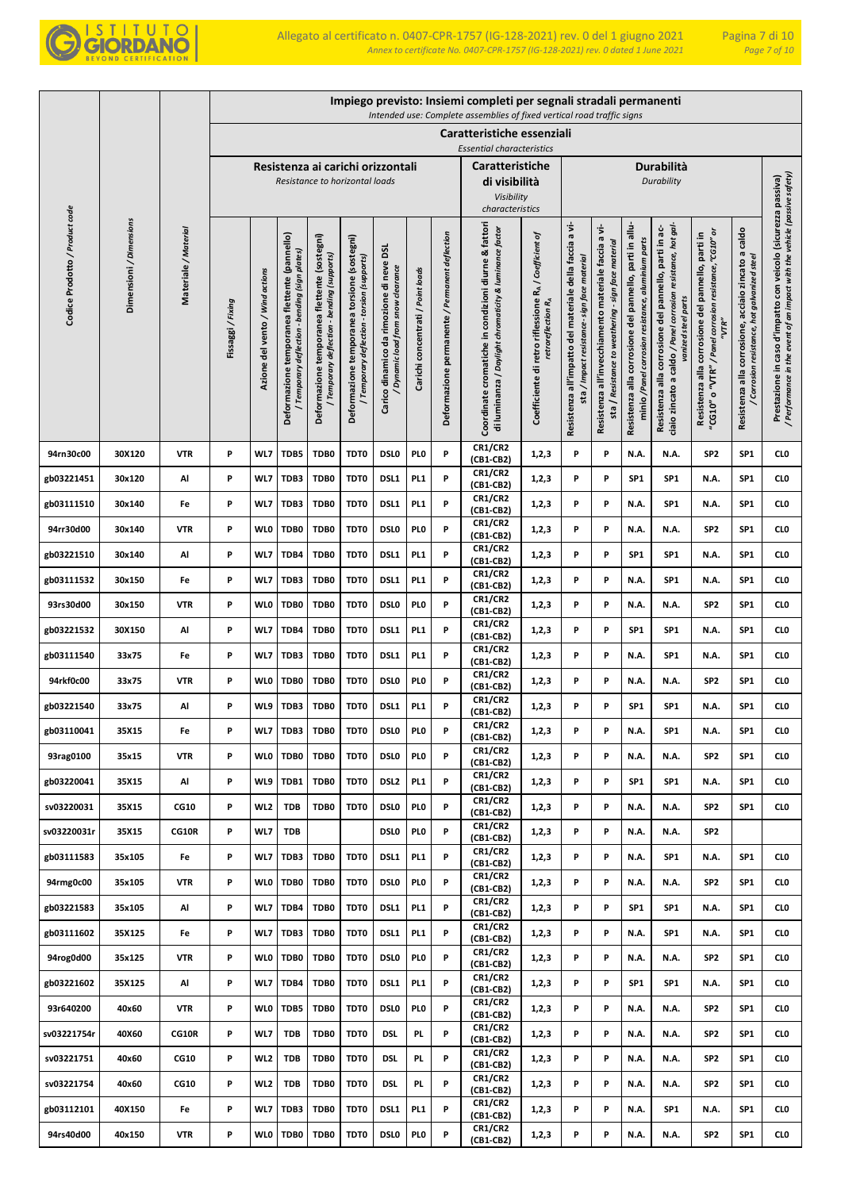| Codice Prodotto / Product code | Dimensioni / Dimensions | Materiale / Material | Impiego previsto: Insiemi completi per segnali stradali permanenti / Intended use: Complete assemblies of fixed vertical road traffic signs | | | | | | | | | | | | | | | | | |
|---|---|---|---|---|---|---|---|---|---|---|---|---|---|---|---|---|---|---|---|---|
| | | | Caratteristiche essenziali / Essential characteristics | | | | | | | | | | | | | | | | | |
| | | | Resistenza ai carichi orizzontali / Resistance to horizontal loads | | | | | | | | Caratteristiche di visibilità / Visibility characteristics | | Durabilità / Durability | | | | | | | |
| | | | Fissaggi / Fixing | Azione del vento / Wind actions | Deformazione temporanea flettente (pannello) / Temporary deflection - bending (sign plates) | Deformazione temporanea flettente (sostegni) / Temporary deflection - bending (supports) | Deformazione temporanea torsione (sostegni) / Temporary deflection - torsion (supports) | Carico dinamico da rimozione di neve DSL / Dynamic load from snow clearance | Carichi concentrati / Point loads | Deformazione permanente / Permanent deflection | Coordinate cromatiche in condizioni diurne & fattori di luminanza / Daylight chromaticity & luminance factor | Coefficiente di retro riflessione $R_A$ / Coefficient of retroreflection $R_A$ | Resistenza all'impatto del materiale della faccia a vista / Impact resistance - sign face material | Resistenza all'invecchiamento materiale faccia a vista / Resistance to weathering - sign face material | Resistenza alla corrosione del pannello, parti in alluminio / Panel corrosion resistance, aluminum parts | Resistenza alla corrosione del pannello, parti in acciaio zincato a caldo / Panel corrosion resistance, hot galvanized steel parts | Resistenza alla corrosione del pannello, parti in "CG10" o "VTR" / Panel corrosion resistance, "CG10" or "VTR" | Resistenza alla corrosione, acciaio zincato a caldo / Corrosion resistance, hot galvanized steel | Prestazione in caso d'impatto con veicolo (sicurezza passiva) / Performance in the event of an impact with the vehicle (passive safety) |
| 94rn30c00 | 30X120 | VTR | P | WL7 | TDB5 | TDB0 | TDT0 | DSL0 | PL0 | P | CR1/CR2 (CB1-CB2) | 1,2,3 | P | P | N.A. | N.A. | SP2 | SP1 | CL0 |
| gb03221451 | 30x120 | Al | P | WL7 | TDB3 | TDB0 | TDT0 | DSL1 | PL1 | P | CR1/CR2 (CB1-CB2) | 1,2,3 | P | P | SP1 | SP1 | N.A. | SP1 | CL0 |
| gb03111510 | 30x140 | Fe | P | WL7 | TDB3 | TDB0 | TDT0 | DSL1 | PL1 | P | CR1/CR2 (CB1-CB2) | 1,2,3 | P | P | N.A. | SP1 | N.A. | SP1 | CL0 |
| 94rr30d00 | 30x140 | VTR | P | WL0 | TDB0 | TDB0 | TDT0 | DSL0 | PL0 | P | CR1/CR2 (CB1-CB2) | 1,2,3 | P | P | N.A. | N.A. | SP2 | SP1 | CL0 |
| gb03221510 | 30x140 | Al | P | WL7 | TDB4 | TDB0 | TDT0 | DSL1 | PL1 | P | CR1/CR2 (CB1-CB2) | 1,2,3 | P | P | SP1 | SP1 | N.A. | SP1 | CL0 |
| gb03111532 | 30x150 | Fe | P | WL7 | TDB3 | TDB0 | TDT0 | DSL1 | PL1 | P | CR1/CR2 (CB1-CB2) | 1,2,3 | P | P | N.A. | SP1 | N.A. | SP1 | CL0 |
| 93rs30d00 | 30x150 | VTR | P | WL0 | TDB0 | TDB0 | TDT0 | DSL0 | PL0 | P | CR1/CR2 (CB1-CB2) | 1,2,3 | P | P | N.A. | N.A. | SP2 | SP1 | CL0 |
| gb03221532 | 30X150 | Al | P | WL7 | TDB4 | TDB0 | TDT0 | DSL1 | PL1 | P | CR1/CR2 (CB1-CB2) | 1,2,3 | P | P | SP1 | SP1 | N.A. | SP1 | CL0 |
| gb03111540 | 33x75 | Fe | P | WL7 | TDB3 | TDB0 | TDT0 | DSL1 | PL1 | P | CR1/CR2 (CB1-CB2) | 1,2,3 | P | P | N.A. | SP1 | N.A. | SP1 | CL0 |
| 94rkf0c00 | 33x75 | VTR | P | WL0 | TDB0 | TDB0 | TDT0 | DSL0 | PL0 | P | CR1/CR2 (CB1-CB2) | 1,2,3 | P | P | N.A. | N.A. | SP2 | SP1 | CL0 |
| gb03221540 | 33x75 | Al | P | WL9 | TDB3 | TDB0 | TDT0 | DSL1 | PL1 | P | CR1/CR2 (CB1-CB2) | 1,2,3 | P | P | SP1 | SP1 | N.A. | SP1 | CL0 |
| gb03110041 | 35X15 | Fe | P | WL7 | TDB3 | TDB0 | TDT0 | DSL0 | PL0 | P | CR1/CR2 (CB1-CB2) | 1,2,3 | P | P | N.A. | SP1 | N.A. | SP1 | CL0 |
| 93rag0100 | 35x15 | VTR | P | WL0 | TDB0 | TDB0 | TDT0 | DSL0 | PL0 | P | CR1/CR2 (CB1-CB2) | 1,2,3 | P | P | N.A. | N.A. | SP2 | SP1 | CL0 |
| gb03220041 | 35X15 | Al | P | WL9 | TDB1 | TDB0 | TDT0 | DSL2 | PL1 | P | CR1/CR2 (CB1-CB2) | 1,2,3 | P | P | SP1 | SP1 | N.A. | SP1 | CL0 |
| sv03220031 | 35X15 | CG10 | P | WL2 | TDB | TDB0 | TDT0 | DSL0 | PL0 | P | CR1/CR2 (CB1-CB2) | 1,2,3 | P | P | N.A. | N.A. | SP2 | SP1 | CL0 |
| sv03220031r | 35X15 | CG10R | P | WL7 | TDB | | | DSL0 | PL0 | P | CR1/CR2 (CB1-CB2) | 1,2,3 | P | P | N.A. | N.A. | SP2 | | |
| gb03111583 | 35x105 | Fe | P | WL7 | TDB3 | TDB0 | TDT0 | DSL1 | PL1 | P | CR1/CR2 (CB1-CB2) | 1,2,3 | P | P | N.A. | SP1 | N.A. | SP1 | CL0 |
| 94rmg0c00 | 35x105 | VTR | P | WL0 | TDB0 | TDB0 | TDT0 | DSL0 | PL0 | P | CR1/CR2 (CB1-CB2) | 1,2,3 | P | P | N.A. | N.A. | SP2 | SP1 | CL0 |
| gb03221583 | 35x105 | Al | P | WL7 | TDB4 | TDB0 | TDT0 | DSL1 | PL1 | P | CR1/CR2 (CB1-CB2) | 1,2,3 | P | P | SP1 | SP1 | N.A. | SP1 | CL0 |
| gb03111602 | 35X125 | Fe | P | WL7 | TDB3 | TDB0 | TDT0 | DSL1 | PL1 | P | CR1/CR2 (CB1-CB2) | 1,2,3 | P | P | N.A. | SP1 | N.A. | SP1 | CL0 |
| 94rog0d00 | 35x125 | VTR | P | WL0 | TDB0 | TDB0 | TDT0 | DSL0 | PL0 | P | CR1/CR2 (CB1-CB2) | 1,2,3 | P | P | N.A. | N.A. | SP2 | SP1 | CL0 |
| gb03221602 | 35X125 | Al | P | WL7 | TDB4 | TDB0 | TDT0 | DSL1 | PL1 | P | CR1/CR2 (CB1-CB2) | 1,2,3 | P | P | SP1 | SP1 | N.A. | SP1 | CL0 |
| 93r640200 | 40x60 | VTR | P | WL0 | TDB5 | TDB0 | TDT0 | DSL0 | PL0 | P | CR1/CR2 (CB1-CB2) | 1,2,3 | P | P | N.A. | N.A. | SP2 | SP1 | CL0 |
| sv03221754r | 40X60 | CG10R | P | WL7 | TDB | TDB0 | TDT0 | DSL | PL | P | CR1/CR2 (CB1-CB2) | 1,2,3 | P | P | N.A. | N.A. | SP2 | SP1 | CL0 |
| sv03221751 | 40x60 | CG10 | P | WL2 | TDB | TDB0 | TDT0 | DSL | PL | P | CR1/CR2 (CB1-CB2) | 1,2,3 | P | P | N.A. | N.A. | SP2 | SP1 | CL0 |
| sv03221754 | 40x60 | CG10 | P | WL2 | TDB | TDB0 | TDT0 | DSL | PL | P | CR1/CR2 (CB1-CB2) | 1,2,3 | P | P | N.A. | N.A. | SP2 | SP1 | CL0 |
| gb03112101 | 40X150 | Fe | P | WL7 | TDB3 | TDB0 | TDT0 | DSL1 | PL1 | P | CR1/CR2 (CB1-CB2) | 1,2,3 | P | P | N.A. | SP1 | N.A. | SP1 | CL0 |
| 94rs40d00 | 40x150 | VTR | P | WL0 | TDB0 | TDB0 | TDT0 | DSL0 | PL0 | P | CR1/CR2 (CB1-CB2) | 1,2,3 | P | P | N.A. | N.A. | SP2 | SP1 | CL0 |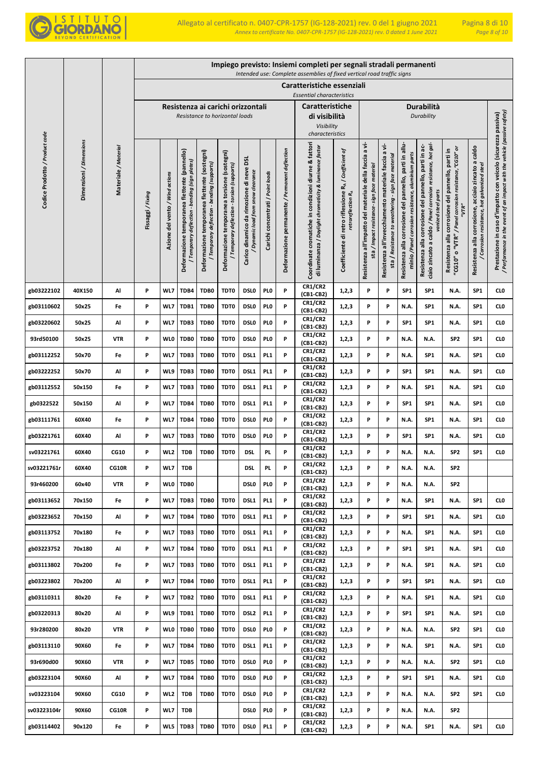| Codice Prodotto / *Product code* | Dimensioni / *Dimensions* | Materiale / *Material* | Impiego previsto: Insiemi completi per segnali stradali permanenti *Intended use: Complete assemblies of fixed vertical road traffic signs* | | | | | | | | | | | | | | | | |
|---|---|---|---|---|---|---|---|---|---|---|---|---|---|---|---|---|---|---|---|
| | | | Caratteristiche essenziali *Essential characteristics* | | | | | | | | | | | | | | | | |
| | | | Resistenza ai carichi orizzontali *Resistance to horizontal loads* | | | | | | | | Caratteristiche di visibilità *Visibility characteristics* | | Durabilità *Durability* | | | | | | |
| | | | Fissaggi / *Fixing* | Azione del vento / *Wind actions* | Deformazione temporanea flettente (pannello) / *Temporary deflection - bending (sign plates)* | Deformazione temporanea flettente (sostegni) / *Temporary deflection - bending (supports)* | Deformazione temporanea torsione (sostegni) / *Temporary deflection - torsion (supports)* | Carico dinamico da rimozione di neve DSL / *Dynamic load from snow clearance* | Carichi concentrati / *Point loads* | Deformazione permanente / *Permanent deflection* | Coordinate cromatiche in condizioni diurne & fattori di luminanza / *Daylight chromaticity & luminance factor* | Coefficiente di retro riflessione $R_A$ / *Coefficient of retroreflection $R_A$* | Resistenza all'impatto del materiale della faccia a vista / *Impact resistance - sign face material* | Resistenza all'invecchiamento materiale faccia a vista / *Resistance to weathering - sign face material* | Resistenza alla corrosione del pannello, parti in alluminio / *Panel corrosion resistance, aluminum parts* | Resistenza alla corrosione del pannello, parti in acciaio zincato a caldo / *Panel corrosion resistance, hot galvanized steel parts* | Resistenza alla corrosione del pannello, parti in "CG10" o "VTR" / *Panel corrosion resistance, "CG10" or "VTR"* | Resistenza alla corrosione, acciaio zincato a caldo / *Corrosion resistance, hot galvanized steel* | Prestazione in caso d'impatto con veicolo (sicurezza passiva) / *Performance in the event of an impact with the vehicle (passive safety)* |
| gb03222102 | 40X150 | Al | P | WL7 | TDB4 | TDB0 | TDT0 | DSL0 | PL0 | P | CR1/CR2 (CB1-CB2) | 1,2,3 | P | P | SP1 | SP1 | N.A. | SP1 | CL0 |
| gb03110602 | 50x25 | Fe | P | WL7 | TDB1 | TDB0 | TDT0 | DSL0 | PL0 | P | CR1/CR2 (CB1-CB2) | 1,2,3 | P | P | N.A. | SP1 | N.A. | SP1 | CL0 |
| gb03220602 | 50x25 | Al | P | WL7 | TDB3 | TDB0 | TDT0 | DSL0 | PL0 | P | CR1/CR2 (CB1-CB2) | 1,2,3 | P | P | SP1 | SP1 | N.A. | SP1 | CL0 |
| 93rd50100 | 50x25 | VTR | P | WL0 | TDB0 | TDB0 | TDT0 | DSL0 | PL0 | P | CR1/CR2 (CB1-CB2) | 1,2,3 | P | P | N.A. | N.A. | SP2 | SP1 | CL0 |
| gb03112252 | 50x70 | Fe | P | WL7 | TDB3 | TDB0 | TDT0 | DSL1 | PL1 | P | CR1/CR2 (CB1-CB2) | 1,2,3 | P | P | N.A. | SP1 | N.A. | SP1 | CL0 |
| gb03222252 | 50x70 | Al | P | WL9 | TDB3 | TDB0 | TDT0 | DSL1 | PL1 | P | CR1/CR2 (CB1-CB2) | 1,2,3 | P | P | SP1 | SP1 | N.A. | SP1 | CL0 |
| gb03112552 | 50x150 | Fe | P | WL7 | TDB3 | TDB0 | TDT0 | DSL1 | PL1 | P | CR1/CR2 (CB1-CB2) | 1,2,3 | P | P | N.A. | SP1 | N.A. | SP1 | CL0 |
| gb0322522 | 50x150 | Al | P | WL7 | TDB4 | TDB0 | TDT0 | DSL1 | PL1 | P | CR1/CR2 (CB1-CB2) | 1,2,3 | P | P | SP1 | SP1 | N.A. | SP1 | CL0 |
| gb03111761 | 60X40 | Fe | P | WL7 | TDB4 | TDB0 | TDT0 | DSL0 | PL0 | P | CR1/CR2 (CB1-CB2) | 1,2,3 | P | P | N.A. | SP1 | N.A. | SP1 | CL0 |
| gb03221761 | 60X40 | Al | P | WL7 | TDB3 | TDB0 | TDT0 | DSL0 | PL0 | P | CR1/CR2 (CB1-CB2) | 1,2,3 | P | P | SP1 | SP1 | N.A. | SP1 | CL0 |
| sv03221761 | 60X40 | CG10 | P | WL2 | TDB | TDB0 | TDT0 | DSL | PL | P | CR1/CR2 (CB1-CB2) | 1,2,3 | P | P | N.A. | N.A. | SP2 | SP1 | CL0 |
| sv03221761r | 60X40 | CG10R | P | WL7 | TDB | | | DSL | PL | P | CR1/CR2 (CB1-CB2) | 1,2,3 | P | P | N.A. | N.A. | SP2 | | |
| 93r460200 | 60x40 | VTR | P | WL0 | TDB0 | | | DSL0 | PL0 | P | CR1/CR2 (CB1-CB2) | 1,2,3 | P | P | N.A. | N.A. | SP2 | | |
| gb03113652 | 70x150 | Fe | P | WL7 | TDB3 | TDB0 | TDT0 | DSL1 | PL1 | P | CR1/CR2 (CB1-CB2) | 1,2,3 | P | P | N.A. | SP1 | N.A. | SP1 | CL0 |
| gb03223652 | 70x150 | Al | P | WL7 | TDB4 | TDB0 | TDT0 | DSL1 | PL1 | P | CR1/CR2 (CB1-CB2) | 1,2,3 | P | P | SP1 | SP1 | N.A. | SP1 | CL0 |
| gb03113752 | 70x180 | Fe | P | WL7 | TDB3 | TDB0 | TDT0 | DSL1 | PL1 | P | CR1/CR2 (CB1-CB2) | 1,2,3 | P | P | N.A. | SP1 | N.A. | SP1 | CL0 |
| gb03223752 | 70x180 | Al | P | WL7 | TDB4 | TDB0 | TDT0 | DSL1 | PL1 | P | CR1/CR2 (CB1-CB2) | 1,2,3 | P | P | SP1 | SP1 | N.A. | SP1 | CL0 |
| gb03113802 | 70x200 | Fe | P | WL7 | TDB3 | TDB0 | TDT0 | DSL1 | PL1 | P | CR1/CR2 (CB1-CB2) | 1,2,3 | P | P | N.A. | SP1 | N.A. | SP1 | CL0 |
| gb03223802 | 70x200 | Al | P | WL7 | TDB4 | TDB0 | TDT0 | DSL1 | PL1 | P | CR1/CR2 (CB1-CB2) | 1,2,3 | P | P | SP1 | SP1 | N.A. | SP1 | CL0 |
| gb03110311 | 80x20 | Fe | P | WL7 | TDB2 | TDB0 | TDT0 | DSL1 | PL1 | P | CR1/CR2 (CB1-CB2) | 1,2,3 | P | P | N.A. | SP1 | N.A. | SP1 | CL0 |
| gb03220313 | 80x20 | Al | P | WL9 | TDB1 | TDB0 | TDT0 | DSL2 | PL1 | P | CR1/CR2 (CB1-CB2) | 1,2,3 | P | P | SP1 | SP1 | N.A. | SP1 | CL0 |
| 93r280200 | 80x20 | VTR | P | WL0 | TDB0 | TDB0 | TDT0 | DSL0 | PL0 | P | CR1/CR2 (CB1-CB2) | 1,2,3 | P | P | N.A. | N.A. | SP2 | SP1 | CL0 |
| gb03113110 | 90X60 | Fe | P | WL7 | TDB4 | TDB0 | TDT0 | DSL1 | PL1 | P | CR1/CR2 (CB1-CB2) | 1,2,3 | P | P | N.A. | SP1 | N.A. | SP1 | CL0 |
| 93r690d00 | 90X60 | VTR | P | WL7 | TDB5 | TDB0 | TDT0 | DSL0 | PL0 | P | CR1/CR2 (CB1-CB2) | 1,2,3 | P | P | N.A. | N.A. | SP2 | SP1 | CL0 |
| gb03223104 | 90X60 | Al | P | WL7 | TDB4 | TDB0 | TDT0 | DSL0 | PL0 | P | CR1/CR2 (CB1-CB2) | 1,2,3 | P | P | SP1 | SP1 | N.A. | SP1 | CL0 |
| sv03223104 | 90X60 | CG10 | P | WL2 | TDB | TDB0 | TDT0 | DSL0 | PL0 | P | CR1/CR2 (CB1-CB2) | 1,2,3 | P | P | N.A. | N.A. | SP2 | SP1 | CL0 |
| sv03223104r | 90X60 | CG10R | P | WL7 | TDB | | | DSL0 | PL0 | P | CR1/CR2 (CB1-CB2) | 1,2,3 | P | P | N.A. | N.A. | SP2 | | |
| gb03114402 | 90x120 | Fe | P | WL5 | TDB3 | TDB0 | TDT0 | DSL0 | PL1 | P | CR1/CR2 (CB1-CB2) | 1,2,3 | P | P | N.A. | SP1 | N.A. | SP1 | CL0 |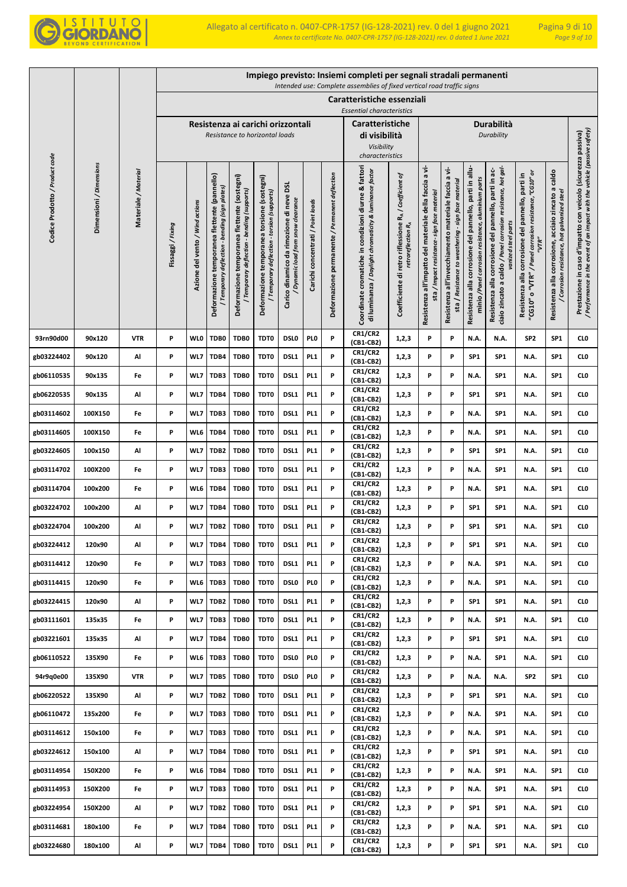| Codice Prodotto / *Product code* | Dimensioni / *Dimensions* | Materiale / *Material* | Impiego previsto: Insiemi completi per segnali stradali permanenti *Intended use: Complete assemblies of fixed vertical road traffic signs* | | | | | | | | | | | | | | | | | |
|---|---|---|---|---|---|---|---|---|---|---|---|---|---|---|---|---|---|---|---|---|
| | | | Caratteristiche essenziali *Essential characteristics* | | | | | | | | | | | | | | | | | |
| | | | Resistenza ai carichi orizzontali *Resistance to horizontal loads* | | | | | | | | Caratteristiche di visibilità *Visibility characteristics* | | Durabilità *Durability* | | | | | | | Prestazione in caso d'impatto con veicolo (sicurezza passiva) / *Performance in the event of an impact with the vehicle (passive safety)* |
| | | | Fissaggi / *Fixing* | Azione del vento / *Wind actions* | Deformazione temporanea flettente (pannello) / *Temporary deflection - bending (sign plates)* | Deformazione temporanea flettente (sostegni) / *Temporary deflection - bending (supports)* | Deformazione temporanea torsione (sostegni) / *Temporary deflection - torsion (supports)* | Carico dinamico da rimozione di neve DSL / *Dynamic load from snow clearance* | Carichi concentrati / *Point loads* | Deformazione permanente / *Permanent deflection* | Coordinate cromatiche in condizioni diurne & fattori di luminanza / *Daylight chromaticity & luminance factor* | Coefficiente di retro riflessione $R_A$ / *Coefficient of retroreflection* $R_A$ | Resistenza all'impatto del materiale della faccia a vista / *Impact resistance - sign face material* | Resistenza all'invecchiamento materiale faccia a vista / *Resistance to weathering - sign face material* | Resistenza alla corrosione del pannello, parti in alluminio / *Panel corrosion resistance, aluminium parts* | Resistenza alla corrosione del pannello, parti in acciaio zincato a caldo / *Panel corrosion resistance, hot galvanized steel parts* | Resistenza alla corrosione del pannello, parti in "CG10" o "VTR" / *Panel corrosion resistance, "CG10" or "VTR"* | Resistenza alla corrosione, acciaio zincato a caldo / *Corrosion resistance, hot galvanized steel* | |
| 93rn90d00 | 90x120 | VTR | P | WL0 | TDB0 | TDB0 | TDT0 | DSL0 | PL0 | P | CR1/CR2 (CB1-CB2) | 1,2,3 | P | P | N.A. | N.A. | SP2 | SP1 | CL0 |
| gb03224402 | 90x120 | Al | P | WL7 | TDB4 | TDB0 | TDT0 | DSL1 | PL1 | P | CR1/CR2 (CB1-CB2) | 1,2,3 | P | P | SP1 | SP1 | N.A. | SP1 | CL0 |
| gb06110535 | 90x135 | Fe | P | WL7 | TDB3 | TDB0 | TDT0 | DSL1 | PL1 | P | CR1/CR2 (CB1-CB2) | 1,2,3 | P | P | N.A. | SP1 | N.A. | SP1 | CL0 |
| gb06220535 | 90x135 | Al | P | WL7 | TDB4 | TDB0 | TDT0 | DSL1 | PL1 | P | CR1/CR2 (CB1-CB2) | 1,2,3 | P | P | SP1 | SP1 | N.A. | SP1 | CL0 |
| gb03114602 | 100X150 | Fe | P | WL7 | TDB3 | TDB0 | TDT0 | DSL1 | PL1 | P | CR1/CR2 (CB1-CB2) | 1,2,3 | P | P | N.A. | SP1 | N.A. | SP1 | CL0 |
| gb03114605 | 100X150 | Fe | P | WL6 | TDB4 | TDB0 | TDT0 | DSL1 | PL1 | P | CR1/CR2 (CB1-CB2) | 1,2,3 | P | P | N.A. | SP1 | N.A. | SP1 | CL0 |
| gb03224605 | 100x150 | Al | P | WL7 | TDB2 | TDB0 | TDT0 | DSL1 | PL1 | P | CR1/CR2 (CB1-CB2) | 1,2,3 | P | P | SP1 | SP1 | N.A. | SP1 | CL0 |
| gb03114702 | 100X200 | Fe | P | WL7 | TDB3 | TDB0 | TDT0 | DSL1 | PL1 | P | CR1/CR2 (CB1-CB2) | 1,2,3 | P | P | N.A. | SP1 | N.A. | SP1 | CL0 |
| gb03114704 | 100x200 | Fe | P | WL6 | TDB4 | TDB0 | TDT0 | DSL1 | PL1 | P | CR1/CR2 (CB1-CB2) | 1,2,3 | P | P | N.A. | SP1 | N.A. | SP1 | CL0 |
| gb03224702 | 100x200 | Al | P | WL7 | TDB4 | TDB0 | TDT0 | DSL1 | PL1 | P | CR1/CR2 (CB1-CB2) | 1,2,3 | P | P | SP1 | SP1 | N.A. | SP1 | CL0 |
| gb03224704 | 100x200 | Al | P | WL7 | TDB2 | TDB0 | TDT0 | DSL1 | PL1 | P | CR1/CR2 (CB1-CB2) | 1,2,3 | P | P | SP1 | SP1 | N.A. | SP1 | CL0 |
| gb03224412 | 120x90 | Al | P | WL7 | TDB4 | TDB0 | TDT0 | DSL1 | PL1 | P | CR1/CR2 (CB1-CB2) | 1,2,3 | P | P | SP1 | SP1 | N.A. | SP1 | CL0 |
| gb03114412 | 120x90 | Fe | P | WL7 | TDB3 | TDB0 | TDT0 | DSL1 | PL1 | P | CR1/CR2 (CB1-CB2) | 1,2,3 | P | P | N.A. | SP1 | N.A. | SP1 | CL0 |
| gb03114415 | 120x90 | Fe | P | WL6 | TDB3 | TDB0 | TDT0 | DSL0 | PL0 | P | CR1/CR2 (CB1-CB2) | 1,2,3 | P | P | N.A. | SP1 | N.A. | SP1 | CL0 |
| gb03224415 | 120x90 | Al | P | WL7 | TDB2 | TDB0 | TDT0 | DSL1 | PL1 | P | CR1/CR2 (CB1-CB2) | 1,2,3 | P | P | SP1 | SP1 | N.A. | SP1 | CL0 |
| gb03111601 | 135x35 | Fe | P | WL7 | TDB3 | TDB0 | TDT0 | DSL1 | PL1 | P | CR1/CR2 (CB1-CB2) | 1,2,3 | P | P | N.A. | SP1 | N.A. | SP1 | CL0 |
| gb03221601 | 135x35 | Al | P | WL7 | TDB4 | TDB0 | TDT0 | DSL1 | PL1 | P | CR1/CR2 (CB1-CB2) | 1,2,3 | P | P | SP1 | SP1 | N.A. | SP1 | CL0 |
| gb06110522 | 135X90 | Fe | P | WL6 | TDB3 | TDB0 | TDT0 | DSL0 | PL0 | P | CR1/CR2 (CB1-CB2) | 1,2,3 | P | P | N.A. | SP1 | N.A. | SP1 | CL0 |
| 94r9q0e00 | 135X90 | VTR | P | WL7 | TDB5 | TDB0 | TDT0 | DSL0 | PL0 | P | CR1/CR2 (CB1-CB2) | 1,2,3 | P | P | N.A. | N.A. | SP2 | SP1 | CL0 |
| gb06220522 | 135X90 | Al | P | WL7 | TDB2 | TDB0 | TDT0 | DSL1 | PL1 | P | CR1/CR2 (CB1-CB2) | 1,2,3 | P | P | SP1 | SP1 | N.A. | SP1 | CL0 |
| gb06110472 | 135x200 | Fe | P | WL7 | TDB3 | TDB0 | TDT0 | DSL1 | PL1 | P | CR1/CR2 (CB1-CB2) | 1,2,3 | P | P | N.A. | SP1 | N.A. | SP1 | CL0 |
| gb03114612 | 150x100 | Fe | P | WL7 | TDB3 | TDB0 | TDT0 | DSL1 | PL1 | P | CR1/CR2 (CB1-CB2) | 1,2,3 | P | P | N.A. | SP1 | N.A. | SP1 | CL0 |
| gb03224612 | 150x100 | Al | P | WL7 | TDB4 | TDB0 | TDT0 | DSL1 | PL1 | P | CR1/CR2 (CB1-CB2) | 1,2,3 | P | P | SP1 | SP1 | N.A. | SP1 | CL0 |
| gb03114954 | 150X200 | Fe | P | WL6 | TDB4 | TDB0 | TDT0 | DSL1 | PL1 | P | CR1/CR2 (CB1-CB2) | 1,2,3 | P | P | N.A. | SP1 | N.A. | SP1 | CL0 |
| gb03114953 | 150X200 | Fe | P | WL7 | TDB3 | TDB0 | TDT0 | DSL1 | PL1 | P | CR1/CR2 (CB1-CB2) | 1,2,3 | P | P | N.A. | SP1 | N.A. | SP1 | CL0 |
| gb03224954 | 150X200 | Al | P | WL7 | TDB2 | TDB0 | TDT0 | DSL1 | PL1 | P | CR1/CR2 (CB1-CB2) | 1,2,3 | P | P | SP1 | SP1 | N.A. | SP1 | CL0 |
| gb03114681 | 180x100 | Fe | P | WL7 | TDB4 | TDB0 | TDT0 | DSL1 | PL1 | P | CR1/CR2 (CB1-CB2) | 1,2,3 | P | P | N.A. | SP1 | N.A. | SP1 | CL0 |
| gb03224680 | 180x100 | Al | P | WL7 | TDB4 | TDB0 | TDT0 | DSL1 | PL1 | P | CR1/CR2 (CB1-CB2) | 1,2,3 | P | P | SP1 | SP1 | N.A. | SP1 | CL0 |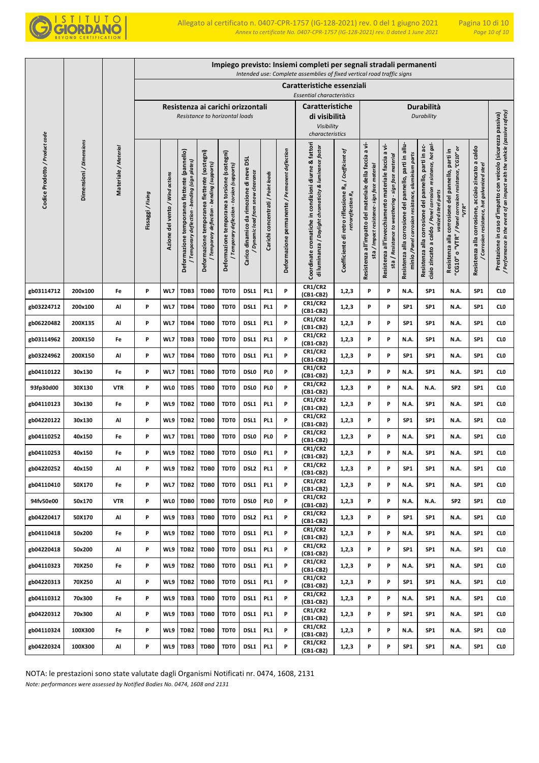| Codice Prodotto / Product code | Dimensioni / Dimensions | Materiale / Material | Impiego previsto: Insiemi completi per segnali stradali permanenti *Intended use: Complete assemblies of fixed vertical road traffic signs* | | | | | | | | | | | | | | | | | |
|---|---|---|---|---|---|---|---|---|---|---|---|---|---|---|---|---|---|---|---|---|
| | | | Caratteristiche essenziali *Essential characteristics* | | | | | | | | | | | | | | | | | |
| | | | Resistenza ai carichi orizzontali *Resistance to horizontal loads* | | | | | | | | Caratteristiche di visibilità *Visibility characteristics* | | Durabilità *Durability* | | | | | | | Prestazione in caso d'impatto con veicolo (sicurezza passiva) */ Performance in the event of an impact with the vehicle (passive safety)* |
| | | | Fissaggi / *Fixing* | Azione del vento / *Wind actions* | Deformazione temporanea flettente (pannello) / *Temporary deflection - bending (sign plates)* | Deformazione temporanea flettente (sostegni) / *Temporary deflection - bending (supports)* | Deformazione temporanea torsione (sostegni) / *Temporary deflection - torsion (supports)* | Carico dinamico da rimozione di neve DSL / *Dynamic load from snow clearance* | Carichi concentrati / *Point loads* | Deformazione permanente / *Permanent deflection* | Coordinate cromatiche in condizioni diurne & fattori di luminanza / *Daylight chromaticity & luminance factor* | Coefficiente di retro riflessione $R_A$ / *Coefficient of retroreflection $R_A$* | Resistenza all'impatto del materiale della faccia a vista / *Impact resistance - sign face material* | Resistenza all'invecchiamento materiale faccia a vista / *Resistance to weathering - sign face material* | Resistenza alla corrosione del pannello, parti in alluminio / *Panel corrosion resistance, aluminum parts* | Resistenza alla corrosione del pannello, parti in acciaio zincato a caldo / *Panel corrosion resistance, hot galvanized steel parts* | Resistenza alla corrosione del pannello, parti in "CG10" o "VTR" / *Panel corrosion resistance, "CG10" or "VTR"* | Resistenza alla corrosione, acciaio zincato a caldo / *Corrosion resistance, hot galvanized steel* | |
| gb03114712 | 200x100 | Fe | P | WL7 | TDB3 | TDB0 | TDT0 | DSL1 | PL1 | P | CR1/CR2 (CB1-CB2) | 1,2,3 | P | P | N.A. | SP1 | N.A. | SP1 | CL0 |
| gb03224712 | 200x100 | Al | P | WL7 | TDB4 | TDB0 | TDT0 | DSL1 | PL1 | P | CR1/CR2 (CB1-CB2) | 1,2,3 | P | P | SP1 | SP1 | N.A. | SP1 | CL0 |
| gb06220482 | 200X135 | Al | P | WL7 | TDB4 | TDB0 | TDT0 | DSL1 | PL1 | P | CR1/CR2 (CB1-CB2) | 1,2,3 | P | P | SP1 | SP1 | N.A. | SP1 | CL0 |
| gb03114962 | 200X150 | Fe | P | WL7 | TDB3 | TDB0 | TDT0 | DSL1 | PL1 | P | CR1/CR2 (CB1-CB2) | 1,2,3 | P | P | N.A. | SP1 | N.A. | SP1 | CL0 |
| gb03224962 | 200X150 | Al | P | WL7 | TDB4 | TDB0 | TDT0 | DSL1 | PL1 | P | CR1/CR2 (CB1-CB2) | 1,2,3 | P | P | SP1 | SP1 | N.A. | SP1 | CL0 |
| gb04110122 | 30x130 | Fe | P | WL7 | TDB1 | TDB0 | TDT0 | DSL0 | PL0 | P | CR1/CR2 (CB1-CB2) | 1,2,3 | P | P | N.A. | SP1 | N.A. | SP1 | CL0 |
| 93fp30d00 | 30X130 | VTR | P | WL0 | TDB5 | TDB0 | TDT0 | DSL0 | PL0 | P | CR1/CR2 (CB1-CB2) | 1,2,3 | P | P | N.A. | N.A. | SP2 | SP1 | CL0 |
| gb04110123 | 30x130 | Fe | P | WL9 | TDB2 | TDB0 | TDT0 | DSL1 | PL1 | P | CR1/CR2 (CB1-CB2) | 1,2,3 | P | P | N.A. | SP1 | N.A. | SP1 | CL0 |
| gb04220122 | 30x130 | Al | P | WL9 | TDB2 | TDB0 | TDT0 | DSL1 | PL1 | P | CR1/CR2 (CB1-CB2) | 1,2,3 | P | P | SP1 | SP1 | N.A. | SP1 | CL0 |
| gb04110252 | 40x150 | Fe | P | WL7 | TDB1 | TDB0 | TDT0 | DSL0 | PL0 | P | CR1/CR2 (CB1-CB2) | 1,2,3 | P | P | N.A. | SP1 | N.A. | SP1 | CL0 |
| gb04110253 | 40x150 | Fe | P | WL9 | TDB2 | TDB0 | TDT0 | DSL0 | PL1 | P | CR1/CR2 (CB1-CB2) | 1,2,3 | P | P | N.A. | SP1 | N.A. | SP1 | CL0 |
| gb04220252 | 40x150 | Al | P | WL9 | TDB2 | TDB0 | TDT0 | DSL2 | PL1 | P | CR1/CR2 (CB1-CB2) | 1,2,3 | P | P | SP1 | SP1 | N.A. | SP1 | CL0 |
| gb04110410 | 50X170 | Fe | P | WL7 | TDB2 | TDB0 | TDT0 | DSL1 | PL1 | P | CR1/CR2 (CB1-CB2) | 1,2,3 | P | P | N.A. | SP1 | N.A. | SP1 | CL0 |
| 94fv50e00 | 50x170 | VTR | P | WL0 | TDB0 | TDB0 | TDT0 | DSL0 | PL0 | P | CR1/CR2 (CB1-CB2) | 1,2,3 | P | P | N.A. | N.A. | SP2 | SP1 | CL0 |
| gb04220417 | 50X170 | Al | P | WL9 | TDB3 | TDB0 | TDT0 | DSL2 | PL1 | P | CR1/CR2 (CB1-CB2) | 1,2,3 | P | P | SP1 | SP1 | N.A. | SP1 | CL0 |
| gb04110418 | 50x200 | Fe | P | WL9 | TDB2 | TDB0 | TDT0 | DSL1 | PL1 | P | CR1/CR2 (CB1-CB2) | 1,2,3 | P | P | N.A. | SP1 | N.A. | SP1 | CL0 |
| gb04220418 | 50x200 | Al | P | WL9 | TDB2 | TDB0 | TDT0 | DSL1 | PL1 | P | CR1/CR2 (CB1-CB2) | 1,2,3 | P | P | SP1 | SP1 | N.A. | SP1 | CL0 |
| gb04110323 | 70X250 | Fe | P | WL9 | TDB2 | TDB0 | TDT0 | DSL1 | PL1 | P | CR1/CR2 (CB1-CB2) | 1,2,3 | P | P | N.A. | SP1 | N.A. | SP1 | CL0 |
| gb04220313 | 70X250 | Al | P | WL9 | TDB2 | TDB0 | TDT0 | DSL1 | PL1 | P | CR1/CR2 (CB1-CB2) | 1,2,3 | P | P | SP1 | SP1 | N.A. | SP1 | CL0 |
| gb04110312 | 70x300 | Fe | P | WL9 | TDB3 | TDB0 | TDT0 | DSL1 | PL1 | P | CR1/CR2 (CB1-CB2) | 1,2,3 | P | P | N.A. | SP1 | N.A. | SP1 | CL0 |
| gb04220312 | 70x300 | Al | P | WL9 | TDB3 | TDB0 | TDT0 | DSL1 | PL1 | P | CR1/CR2 (CB1-CB2) | 1,2,3 | P | P | SP1 | SP1 | N.A. | SP1 | CL0 |
| gb04110324 | 100X300 | Fe | P | WL9 | TDB2 | TDB0 | TDT0 | DSL1 | PL1 | P | CR1/CR2 (CB1-CB2) | 1,2,3 | P | P | N.A. | SP1 | N.A. | SP1 | CL0 |
| gb04220324 | 100X300 | Al | P | WL9 | TDB3 | TDB0 | TDT0 | DSL1 | PL1 | P | CR1/CR2 (CB1-CB2) | 1,2,3 | P | P | SP1 | SP1 | N.A. | SP1 | CL0 |

NOTA: le prestazioni sono state valutate dagli Organismi Notificati nr. 0474, 1608, 2131

*Note: performances were assessed by Notified Bodies No. 0474, 1608 and 2131*